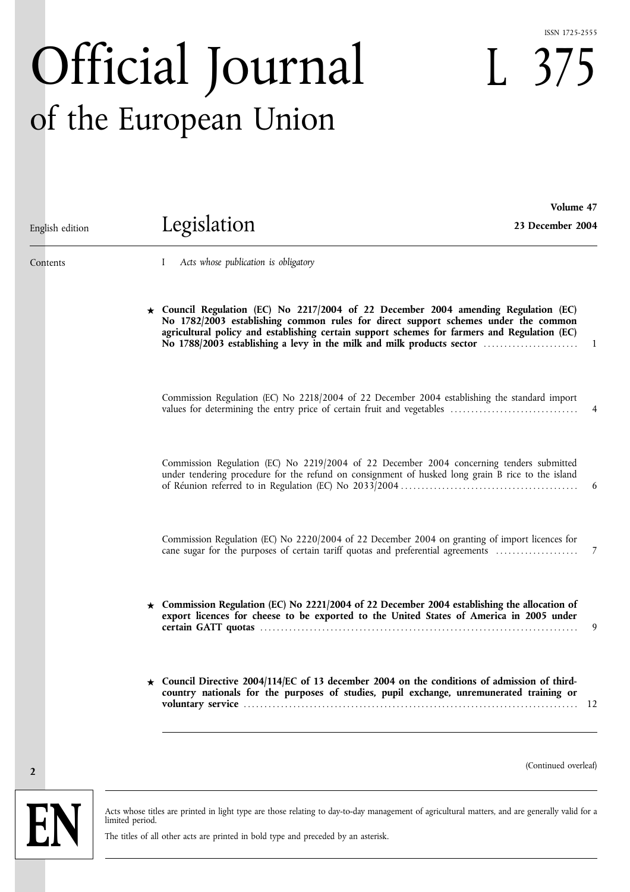ISSN 1725-2555

# Official Journal of the European Union

# L 375

English edition

## Legislation

**Volume 47**

**23 December 2004**

Contents

I *Acts whose publication is obligatory*

| | | |
|---|---|---|
| ★ | **Council Regulation (EC) No 2217/2004 of 22 December 2004 amending Regulation (EC) No 1782/2003 establishing common rules for direct support schemes under the common agricultural policy and establishing certain support schemes for farmers and Regulation (EC) No 1788/2003 establishing a levy in the milk and milk products sector** | 1 |
| | Commission Regulation (EC) No 2218/2004 of 22 December 2004 establishing the standard import values for determining the entry price of certain fruit and vegetables | 4 |
| | Commission Regulation (EC) No 2219/2004 of 22 December 2004 concerning tenders submitted under tendering procedure for the refund on consignment of husked long grain B rice to the island of Réunion referred to in Regulation (EC) No 2033/2004 | 6 |
| | Commission Regulation (EC) No 2220/2004 of 22 December 2004 on granting of import licences for cane sugar for the purposes of certain tariff quotas and preferential agreements | 7 |
| ★ | **Commission Regulation (EC) No 2221/2004 of 22 December 2004 establishing the allocation of export licences for cheese to be exported to the United States of America in 2005 under certain GATT quotas** | 9 |
| ★ | **Council Directive 2004/114/EC of 13 december 2004 on the conditions of admission of third-country nationals for the purposes of studies, pupil exchange, unremunerated training or voluntary service** | 12 |

(Continued overleaf)

EN

Acts whose titles are printed in light type are those relating to day-to-day management of agricultural matters, and are generally valid for a limited period.

The titles of all other acts are printed in bold type and preceded by an asterisk.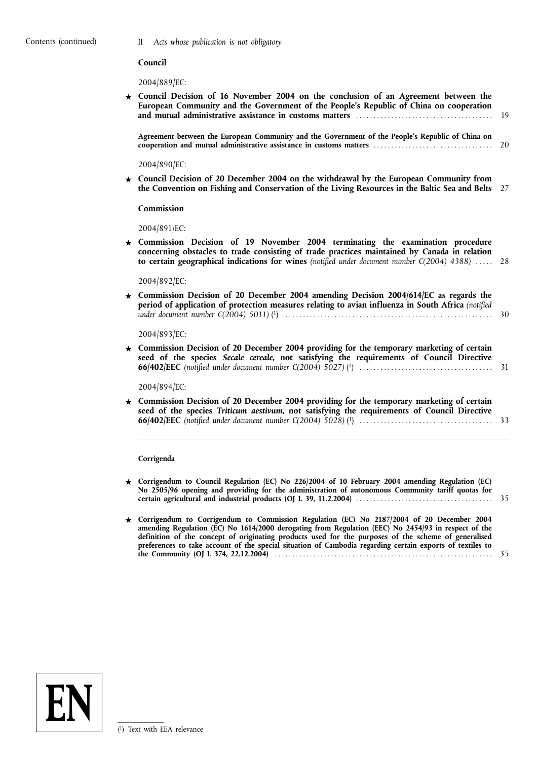Contents (continued)

II *Acts whose publication is not obligatory*

**Council**

2004/889/EC:

★ **Council Decision of 16 November 2004 on the conclusion of an Agreement between the European Community and the Government of the People's Republic of China on cooperation and mutual administrative assistance in customs matters** ...................................... 19

**Agreement between the European Community and the Government of the People's Republic of China on cooperation and mutual administrative assistance in customs matters** ................................. 20

2004/890/EC:

★ **Council Decision of 20 December 2004 on the withdrawal by the European Community from the Convention on Fishing and Conservation of the Living Resources in the Baltic Sea and Belts** 27

**Commission**

2004/891/EC:

★ **Commission Decision of 19 November 2004 terminating the examination procedure concerning obstacles to trade consisting of trade practices maintained by Canada in relation to certain geographical indications for wines** *(notified under document number C(2004) 4388)* ..... 28

2004/892/EC:

★ **Commission Decision of 20 December 2004 amending Decision 2004/614/EC as regards the period of application of protection measures relating to avian influenza in South Africa** *(notified under document number C(2004) 5011)* (1) .......................................................... 30

2004/893/EC:

★ **Commission Decision of 20 December 2004 providing for the temporary marketing of certain seed of the species *Secale cereale*, not satisfying the requirements of Council Directive 66/402/EEC** *(notified under document number C(2004) 5027)* (1) ..................................... 31

2004/894/EC:

★ **Commission Decision of 20 December 2004 providing for the temporary marketing of certain seed of the species *Triticum aestivum*, not satisfying the requirements of Council Directive 66/402/EEC** *(notified under document number C(2004) 5028)* (1) ..................................... 33

---

**Corrigenda**

★ **Corrigendum to Council Regulation (EC) No 226/2004 of 10 February 2004 amending Regulation (EC) No 2505/96 opening and providing for the administration of autonomous Community tariff quotas for certain agricultural and industrial products (OJ L 39, 11.2.2004)** ...................................... 35

★ **Corrigendum to Corrigendum to Commission Regulation (EC) No 2187/2004 of 20 December 2004 amending Regulation (EC) No 1614/2000 derogating from Regulation (EEC) No 2454/93 in respect of the definition of the concept of originating products used for the purposes of the scheme of generalised preferences to take account of the special situation of Cambodia regarding certain exports of textiles to the Community (OJ L 374, 22.12.2004)** ............................................................ 35

EN

(1) Text with EEA relevance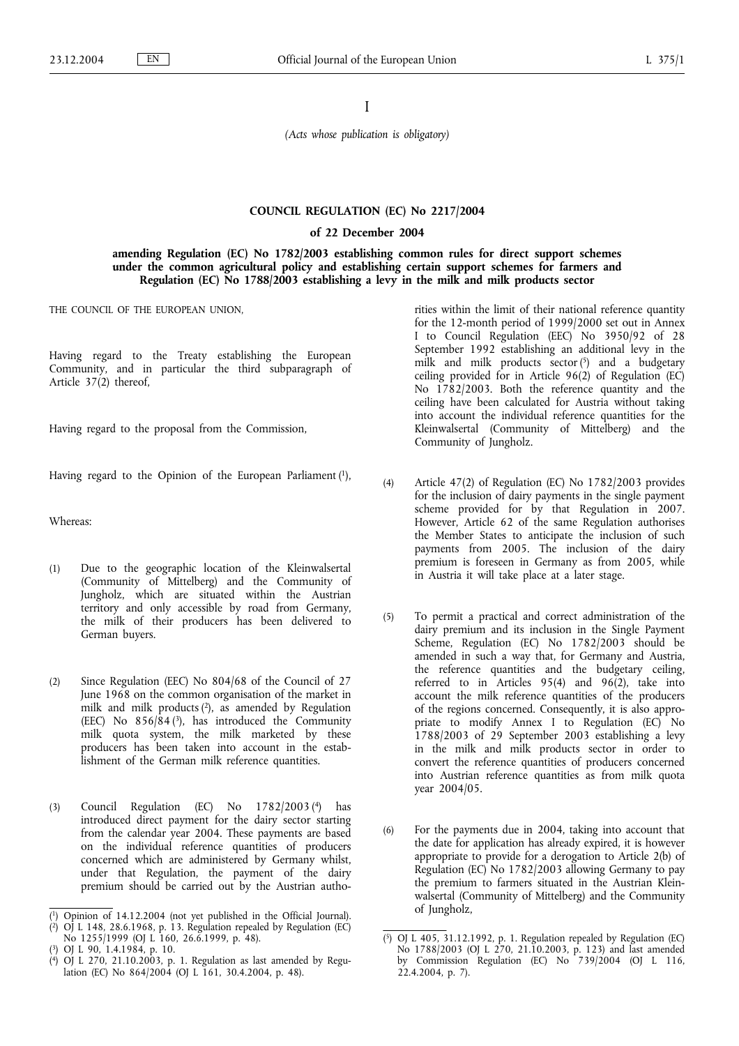I

*(Acts whose publication is obligatory)*

**COUNCIL REGULATION (EC) No 2217/2004**

**of 22 December 2004**

**amending Regulation (EC) No 1782/2003 establishing common rules for direct support schemes under the common agricultural policy and establishing certain support schemes for farmers and Regulation (EC) No 1788/2003 establishing a levy in the milk and milk products sector**

THE COUNCIL OF THE EUROPEAN UNION,

Having regard to the Treaty establishing the European Community, and in particular the third subparagraph of Article 37(2) thereof,

Having regard to the proposal from the Commission,

Having regard to the Opinion of the European Parliament [1],

Whereas:

(1) Due to the geographic location of the Kleinwalsertal (Community of Mittelberg) and the Community of Jungholz, which are situated within the Austrian territory and only accessible by road from Germany, the milk of their producers has been delivered to German buyers.

(2) Since Regulation (EEC) No 804/68 of the Council of 27 June 1968 on the common organisation of the market in milk and milk products [2], as amended by Regulation (EEC) No 856/84 [3], has introduced the Community milk quota system, the milk marketed by these producers has been taken into account in the establishment of the German milk reference quantities.

(3) Council Regulation (EC) No 1782/2003 [4] has introduced direct payment for the dairy sector starting from the calendar year 2004. These payments are based on the individual reference quantities of producers concerned which are administered by Germany whilst, under that Regulation, the payment of the dairy premium should be carried out by the Austrian authorities within the limit of their national reference quantity for the 12-month period of 1999/2000 set out in Annex I to Council Regulation (EEC) No 3950/92 of 28 September 1992 establishing an additional levy in the milk and milk products sector [5] and a budgetary ceiling provided for in Article 96(2) of Regulation (EC) No 1782/2003. Both the reference quantity and the ceiling have been calculated for Austria without taking into account the individual reference quantities for the Kleinwalsertal (Community of Mittelberg) and the Community of Jungholz.

(4) Article 47(2) of Regulation (EC) No 1782/2003 provides for the inclusion of dairy payments in the single payment scheme provided for by that Regulation in 2007. However, Article 62 of the same Regulation authorises the Member States to anticipate the inclusion of such payments from 2005. The inclusion of the dairy premium is foreseen in Germany as from 2005, while in Austria it will take place at a later stage.

(5) To permit a practical and correct administration of the dairy premium and its inclusion in the Single Payment Scheme, Regulation (EC) No 1782/2003 should be amended in such a way that, for Germany and Austria, the reference quantities and the budgetary ceiling, referred to in Articles 95(4) and 96(2), take into account the milk reference quantities of the producers of the regions concerned. Consequently, it is also appropriate to modify Annex I to Regulation (EC) No 1788/2003 of 29 September 2003 establishing a levy in the milk and milk products sector in order to convert the reference quantities of producers concerned into Austrian reference quantities as from milk quota year 2004/05.

(6) For the payments due in 2004, taking into account that the date for application has already expired, it is however appropriate to provide for a derogation to Article 2(b) of Regulation (EC) No 1782/2003 allowing Germany to pay the premium to farmers situated in the Austrian Kleinwalsertal (Community of Mittelberg) and the Community of Jungholz,

---

[1] Opinion of 14.12.2004 (not yet published in the Official Journal).

[2] OJ L 148, 28.6.1968, p. 13. Regulation repealed by Regulation (EC) No 1255/1999 (OJ L 160, 26.6.1999, p. 48).

[3] OJ L 90, 1.4.1984, p. 10.

[4] OJ L 270, 21.10.2003, p. 1. Regulation as last amended by Regulation (EC) No 864/2004 (OJ L 161, 30.4.2004, p. 48).

[5] OJ L 405, 31.12.1992, p. 1. Regulation repealed by Regulation (EC) No 1788/2003 (OJ L 270, 21.10.2003, p. 123) and last amended by Commission Regulation (EC) No 739/2004 (OJ L 116, 22.4.2004, p. 7).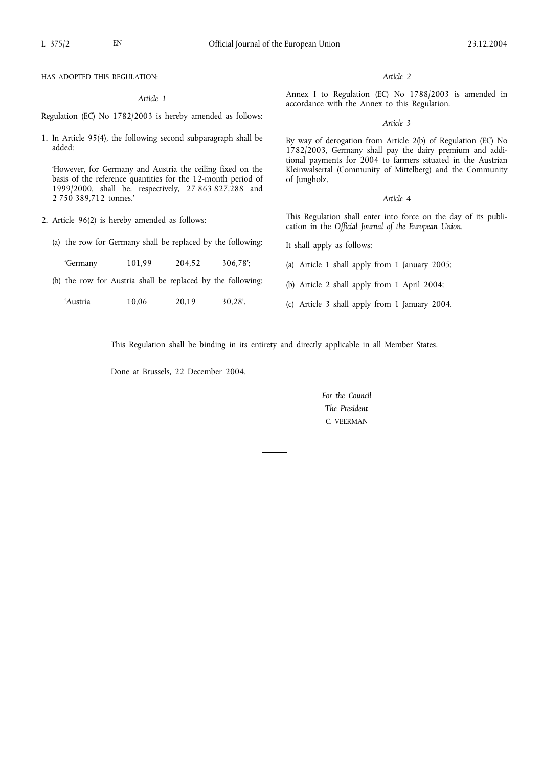HAS ADOPTED THIS REGULATION:

*Article 1*

Regulation (EC) No 1782/2003 is hereby amended as follows:

1. In Article 95(4), the following second subparagraph shall be added:

   'However, for Germany and Austria the ceiling fixed on the basis of the reference quantities for the 12-month period of 1999/2000, shall be, respectively, 27 863 827,288 and 2 750 389,712 tonnes.'

2. Article 96(2) is hereby amended as follows:

   (a) the row for Germany shall be replaced by the following:

   'Germany 101,99 204,52 306,78';

   (b) the row for Austria shall be replaced by the following:

   'Austria 10,06 20,19 30,28'.

*Article 2*

Annex I to Regulation (EC) No 1788/2003 is amended in accordance with the Annex to this Regulation.

*Article 3*

By way of derogation from Article 2(b) of Regulation (EC) No 1782/2003, Germany shall pay the dairy premium and additional payments for 2004 to farmers situated in the Austrian Kleinwalsertal (Community of Mittelberg) and the Community of Jungholz.

*Article 4*

This Regulation shall enter into force on the day of its publication in the *Official Journal of the European Union*.

It shall apply as follows:

(a) Article 1 shall apply from 1 January 2005;

(b) Article 2 shall apply from 1 April 2004;

(c) Article 3 shall apply from 1 January 2004.

This Regulation shall be binding in its entirety and directly applicable in all Member States.

Done at Brussels, 22 December 2004.

*For the Council*

*The President*

C. VEERMAN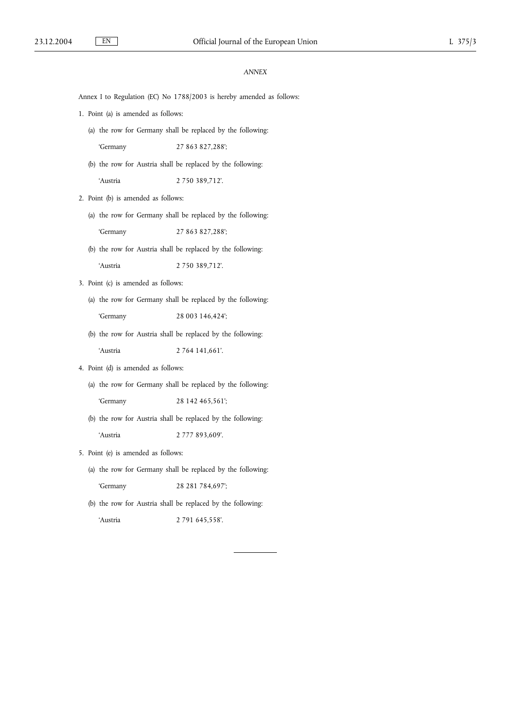*ANNEX*

Annex I to Regulation (EC) No 1788/2003 is hereby amended as follows:

1. Point (a) is amended as follows:

   (a) the row for Germany shall be replaced by the following:

   'Germany 27 863 827,288';

   (b) the row for Austria shall be replaced by the following:

   'Austria 2 750 389,712'.

2. Point (b) is amended as follows:

   (a) the row for Germany shall be replaced by the following:

   'Germany 27 863 827,288';

   (b) the row for Austria shall be replaced by the following:

   'Austria 2 750 389,712'.

3. Point (c) is amended as follows:

   (a) the row for Germany shall be replaced by the following:

   'Germany 28 003 146,424';

   (b) the row for Austria shall be replaced by the following:

   'Austria 2 764 141,661'.

4. Point (d) is amended as follows:

   (a) the row for Germany shall be replaced by the following:

   'Germany 28 142 465,561';

   (b) the row for Austria shall be replaced by the following:

   'Austria 2 777 893,609'.

5. Point (e) is amended as follows:

   (a) the row for Germany shall be replaced by the following:

   'Germany 28 281 784,697';

   (b) the row for Austria shall be replaced by the following:

   'Austria 2 791 645,558'.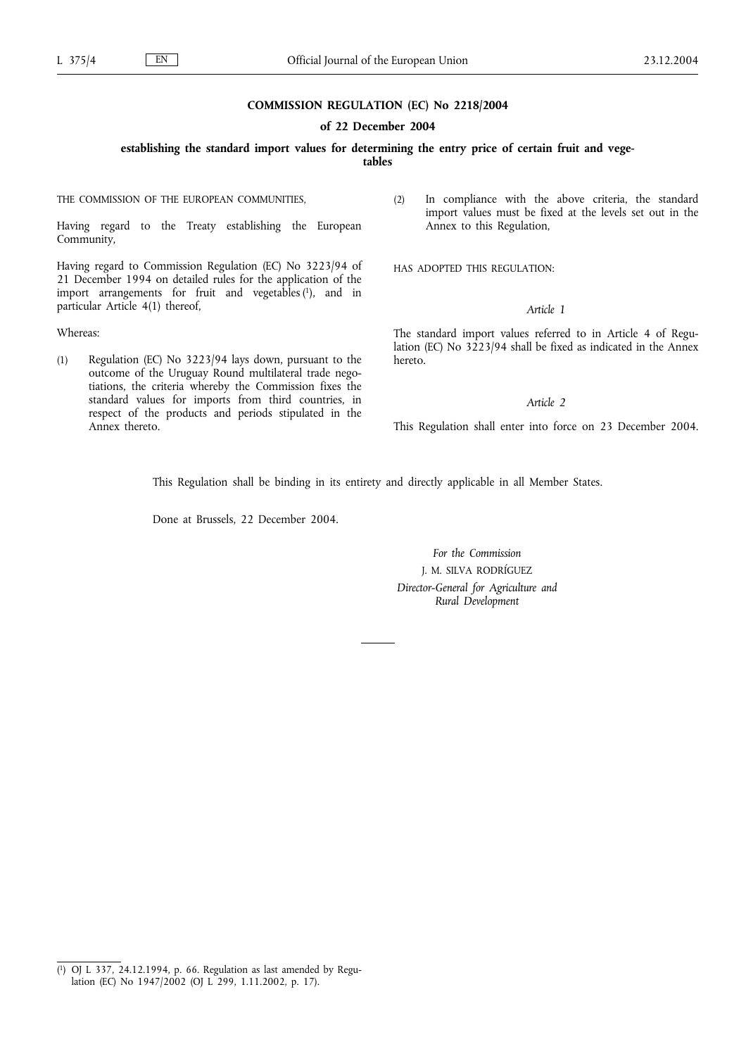# COMMISSION REGULATION (EC) No 2218/2004

## of 22 December 2004

## establishing the standard import values for determining the entry price of certain fruit and vegetables

THE COMMISSION OF THE EUROPEAN COMMUNITIES,

Having regard to the Treaty establishing the European Community,

Having regard to Commission Regulation (EC) No 3223/94 of 21 December 1994 on detailed rules for the application of the import arrangements for fruit and vegetables [1], and in particular Article 4(1) thereof,

Whereas:

(1) Regulation (EC) No 3223/94 lays down, pursuant to the outcome of the Uruguay Round multilateral trade negotiations, the criteria whereby the Commission fixes the standard values for imports from third countries, in respect of the products and periods stipulated in the Annex thereto.

(2) In compliance with the above criteria, the standard import values must be fixed at the levels set out in the Annex to this Regulation,

HAS ADOPTED THIS REGULATION:

*Article 1*

The standard import values referred to in Article 4 of Regulation (EC) No 3223/94 shall be fixed as indicated in the Annex hereto.

*Article 2*

This Regulation shall enter into force on 23 December 2004.

This Regulation shall be binding in its entirety and directly applicable in all Member States.

Done at Brussels, 22 December 2004.

*For the Commission*

J. M. SILVA RODRÍGUEZ

*Director-General for Agriculture and Rural Development*

---

[1] OJ L 337, 24.12.1994, p. 66. Regulation as last amended by Regulation (EC) No 1947/2002 (OJ L 299, 1.11.2002, p. 17).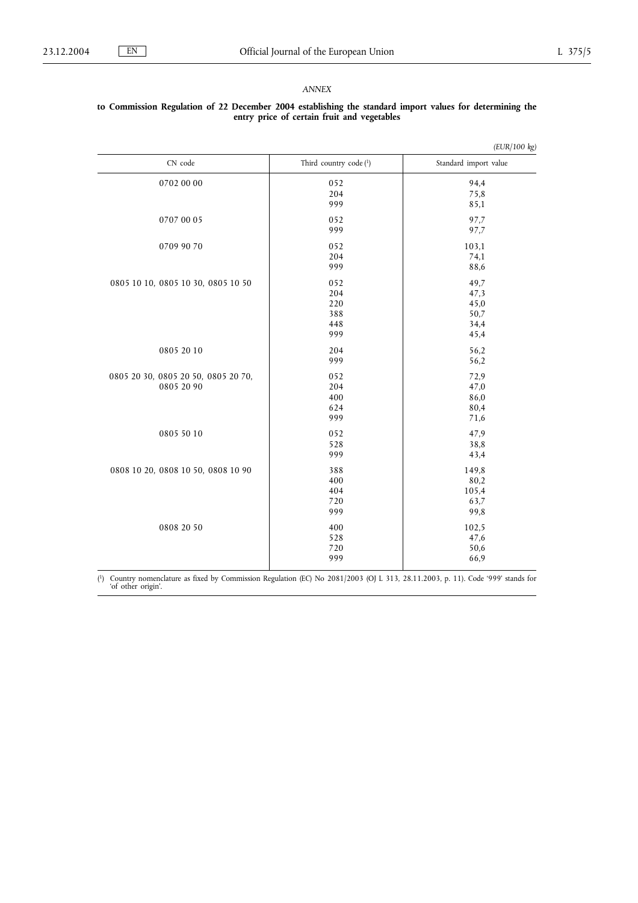*ANNEX*

**to Commission Regulation of 22 December 2004 establishing the standard import values for determining the entry price of certain fruit and vegetables**

*(EUR/100 kg)*

| CN code | Third country code [1] | Standard import value |
|---|---|---|
| 0702 00 00 | 052 | 94,4 |
| | 204 | 75,8 |
| | 999 | 85,1 |
| 0707 00 05 | 052 | 97,7 |
| | 999 | 97,7 |
| 0709 90 70 | 052 | 103,1 |
| | 204 | 74,1 |
| | 999 | 88,6 |
| 0805 10 10, 0805 10 30, 0805 10 50 | 052 | 49,7 |
| | 204 | 47,3 |
| | 220 | 45,0 |
| | 388 | 50,7 |
| | 448 | 34,4 |
| | 999 | 45,4 |
| 0805 20 10 | 204 | 56,2 |
| | 999 | 56,2 |
| 0805 20 30, 0805 20 50, 0805 20 70, 0805 20 90 | 052 | 72,9 |
| | 204 | 47,0 |
| | 400 | 86,0 |
| | 624 | 80,4 |
| | 999 | 71,6 |
| 0805 50 10 | 052 | 47,9 |
| | 528 | 38,8 |
| | 999 | 43,4 |
| 0808 10 20, 0808 10 50, 0808 10 90 | 388 | 149,8 |
| | 400 | 80,2 |
| | 404 | 105,4 |
| | 720 | 63,7 |
| | 999 | 99,8 |
| 0808 20 50 | 400 | 102,5 |
| | 528 | 47,6 |
| | 720 | 50,6 |
| | 999 | 66,9 |

[1] Country nomenclature as fixed by Commission Regulation (EC) No 2081/2003 (OJ L 313, 28.11.2003, p. 11). Code '999' stands for 'of other origin'.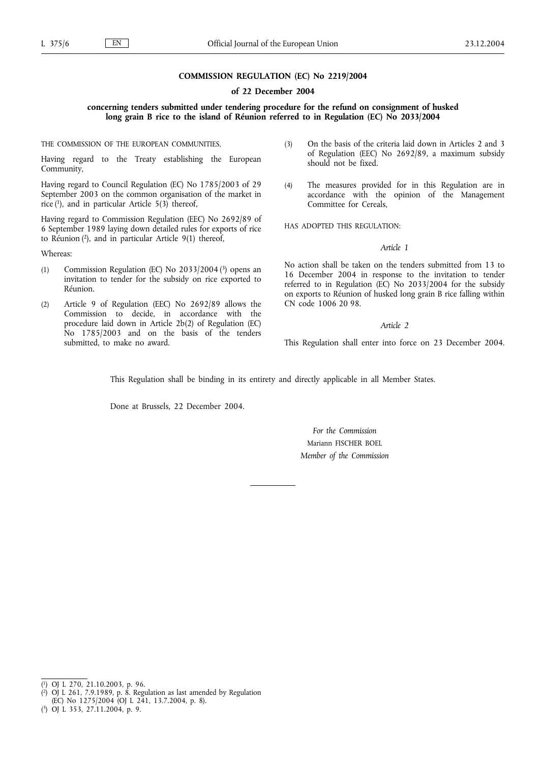**COMMISSION REGULATION (EC) No 2219/2004**

**of 22 December 2004**

**concerning tenders submitted under tendering procedure for the refund on consignment of husked long grain B rice to the island of Réunion referred to in Regulation (EC) No 2033/2004**

THE COMMISSION OF THE EUROPEAN COMMUNITIES,

Having regard to the Treaty establishing the European Community,

Having regard to Council Regulation (EC) No 1785/2003 of 29 September 2003 on the common organisation of the market in rice [1], and in particular Article 5(3) thereof,

Having regard to Commission Regulation (EEC) No 2692/89 of 6 September 1989 laying down detailed rules for exports of rice to Réunion [2], and in particular Article 9(1) thereof,

Whereas:

(1) Commission Regulation (EC) No 2033/2004 [3] opens an invitation to tender for the subsidy on rice exported to Réunion.

(2) Article 9 of Regulation (EEC) No 2692/89 allows the Commission to decide, in accordance with the procedure laid down in Article 2b(2) of Regulation (EC) No 1785/2003 and on the basis of the tenders submitted, to make no award.

(3) On the basis of the criteria laid down in Articles 2 and 3 of Regulation (EEC) No 2692/89, a maximum subsidy should not be fixed.

(4) The measures provided for in this Regulation are in accordance with the opinion of the Management Committee for Cereals,

HAS ADOPTED THIS REGULATION:

*Article 1*

No action shall be taken on the tenders submitted from 13 to 16 December 2004 in response to the invitation to tender referred to in Regulation (EC) No 2033/2004 for the subsidy on exports to Réunion of husked long grain B rice falling within CN code 1006 20 98.

*Article 2*

This Regulation shall enter into force on 23 December 2004.

This Regulation shall be binding in its entirety and directly applicable in all Member States.

Done at Brussels, 22 December 2004.

*For the Commission*

Mariann FISCHER BOEL

*Member of the Commission*

---

[1] OJ L 270, 21.10.2003, p. 96.

[2] OJ L 261, 7.9.1989, p. 8. Regulation as last amended by Regulation (EC) No 1275/2004 (OJ L 241, 13.7.2004, p. 8).

[3] OJ L 353, 27.11.2004, p. 9.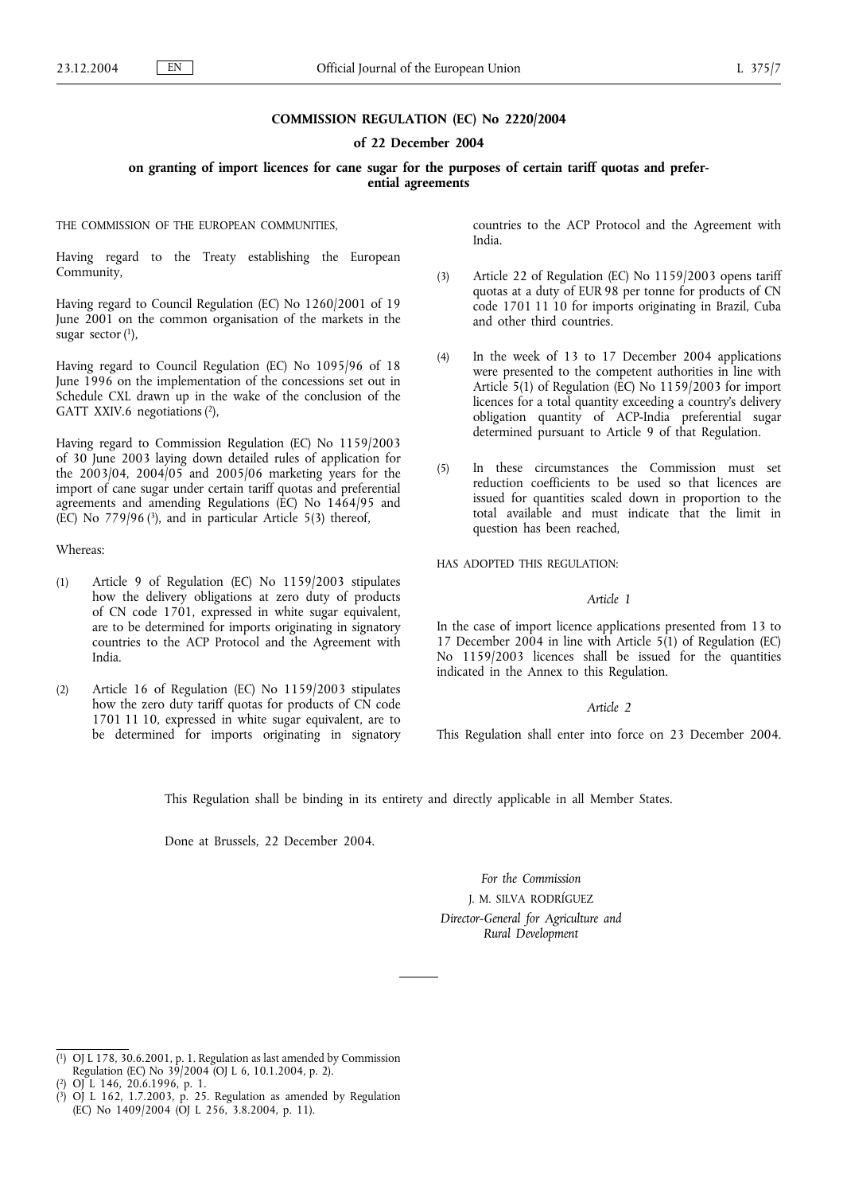**COMMISSION REGULATION (EC) No 2220/2004**

**of 22 December 2004**

**on granting of import licences for cane sugar for the purposes of certain tariff quotas and preferential agreements**

THE COMMISSION OF THE EUROPEAN COMMUNITIES,

Having regard to the Treaty establishing the European Community,

Having regard to Council Regulation (EC) No 1260/2001 of 19 June 2001 on the common organisation of the markets in the sugar sector [1],

Having regard to Council Regulation (EC) No 1095/96 of 18 June 1996 on the implementation of the concessions set out in Schedule CXL drawn up in the wake of the conclusion of the GATT XXIV.6 negotiations [2],

Having regard to Commission Regulation (EC) No 1159/2003 of 30 June 2003 laying down detailed rules of application for the 2003/04, 2004/05 and 2005/06 marketing years for the import of cane sugar under certain tariff quotas and preferential agreements and amending Regulations (EC) No 1464/95 and (EC) No 779/96 [3], and in particular Article 5(3) thereof,

Whereas:

(1) Article 9 of Regulation (EC) No 1159/2003 stipulates how the delivery obligations at zero duty of products of CN code 1701, expressed in white sugar equivalent, are to be determined for imports originating in signatory countries to the ACP Protocol and the Agreement with India.

(2) Article 16 of Regulation (EC) No 1159/2003 stipulates how the zero duty tariff quotas for products of CN code 1701 11 10, expressed in white sugar equivalent, are to be determined for imports originating in signatory countries to the ACP Protocol and the Agreement with India.

(3) Article 22 of Regulation (EC) No 1159/2003 opens tariff quotas at a duty of EUR 98 per tonne for products of CN code 1701 11 10 for imports originating in Brazil, Cuba and other third countries.

(4) In the week of 13 to 17 December 2004 applications were presented to the competent authorities in line with Article 5(1) of Regulation (EC) No 1159/2003 for import licences for a total quantity exceeding a country's delivery obligation quantity of ACP-India preferential sugar determined pursuant to Article 9 of that Regulation.

(5) In these circumstances the Commission must set reduction coefficients to be used so that licences are issued for quantities scaled down in proportion to the total available and must indicate that the limit in question has been reached,

HAS ADOPTED THIS REGULATION:

*Article 1*

In the case of import licence applications presented from 13 to 17 December 2004 in line with Article 5(1) of Regulation (EC) No 1159/2003 licences shall be issued for the quantities indicated in the Annex to this Regulation.

*Article 2*

This Regulation shall enter into force on 23 December 2004.

This Regulation shall be binding in its entirety and directly applicable in all Member States.

Done at Brussels, 22 December 2004.

*For the Commission*

J. M. SILVA RODRÍGUEZ

*Director-General for Agriculture and Rural Development*

---

[1] OJ L 178, 30.6.2001, p. 1. Regulation as last amended by Commission Regulation (EC) No 39/2004 (OJ L 6, 10.1.2004, p. 2).

[2] OJ L 146, 20.6.1996, p. 1.

[3] OJ L 162, 1.7.2003, p. 25. Regulation as amended by Regulation (EC) No 1409/2004 (OJ L 256, 3.8.2004, p. 11).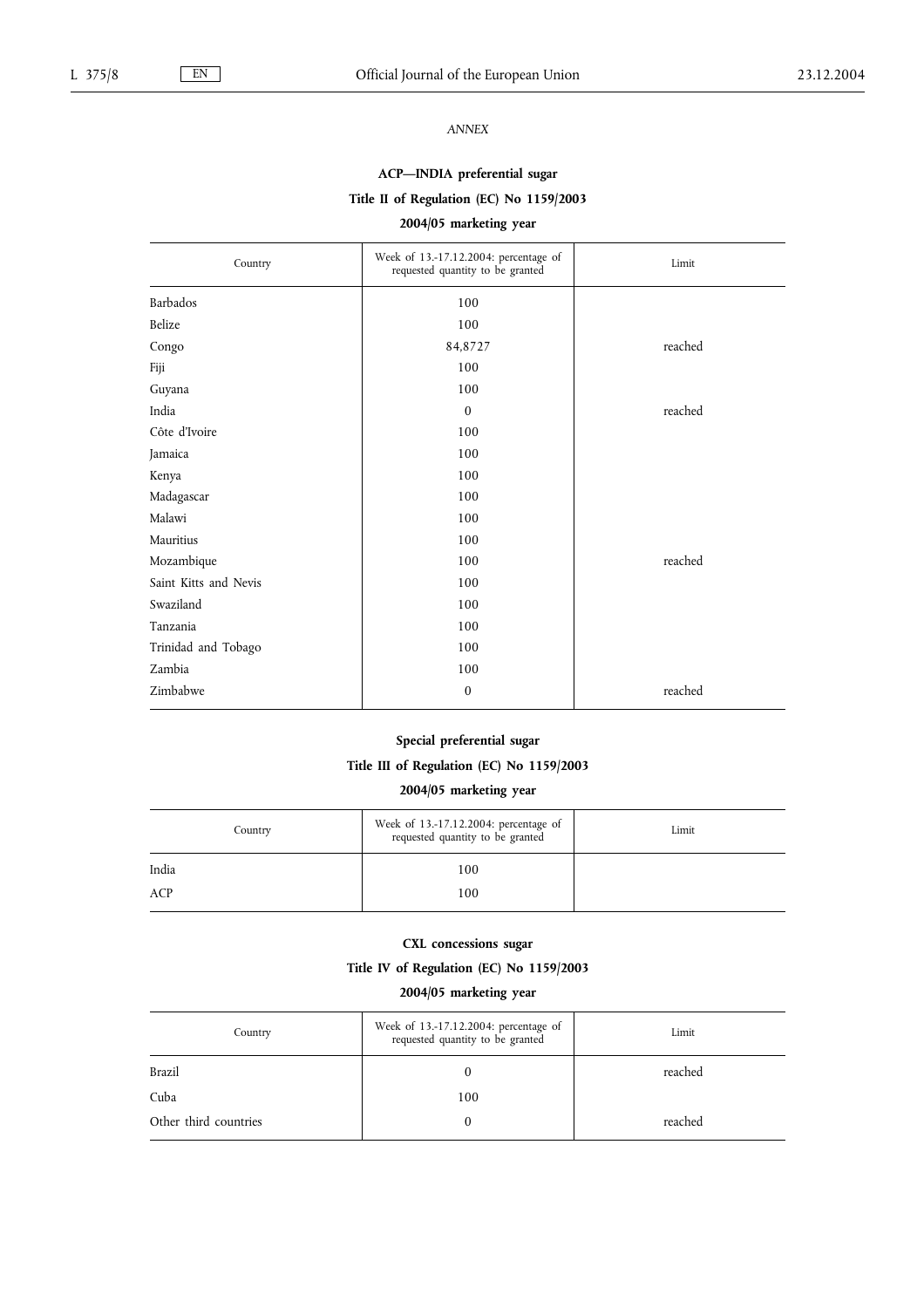*ANNEX*

**ACP—INDIA preferential sugar**

**Title II of Regulation (EC) No 1159/2003**

**2004/05 marketing year**

| Country | Week of 13.-17.12.2004: percentage of requested quantity to be granted | Limit |
|---|---|---|
| Barbados | 100 | |
| Belize | 100 | |
| Congo | 84,8727 | reached |
| Fiji | 100 | |
| Guyana | 100 | |
| India | 0 | reached |
| Côte d'Ivoire | 100 | |
| Jamaica | 100 | |
| Kenya | 100 | |
| Madagascar | 100 | |
| Malawi | 100 | |
| Mauritius | 100 | |
| Mozambique | 100 | reached |
| Saint Kitts and Nevis | 100 | |
| Swaziland | 100 | |
| Tanzania | 100 | |
| Trinidad and Tobago | 100 | |
| Zambia | 100 | |
| Zimbabwe | 0 | reached |

**Special preferential sugar**

**Title III of Regulation (EC) No 1159/2003**

**2004/05 marketing year**

| Country | Week of 13.-17.12.2004: percentage of requested quantity to be granted | Limit |
|---|---|---|
| India | 100 | |
| ACP | 100 | |

**CXL concessions sugar**

**Title IV of Regulation (EC) No 1159/2003**

**2004/05 marketing year**

| Country | Week of 13.-17.12.2004: percentage of requested quantity to be granted | Limit |
|---|---|---|
| Brazil | 0 | reached |
| Cuba | 100 | |
| Other third countries | 0 | reached |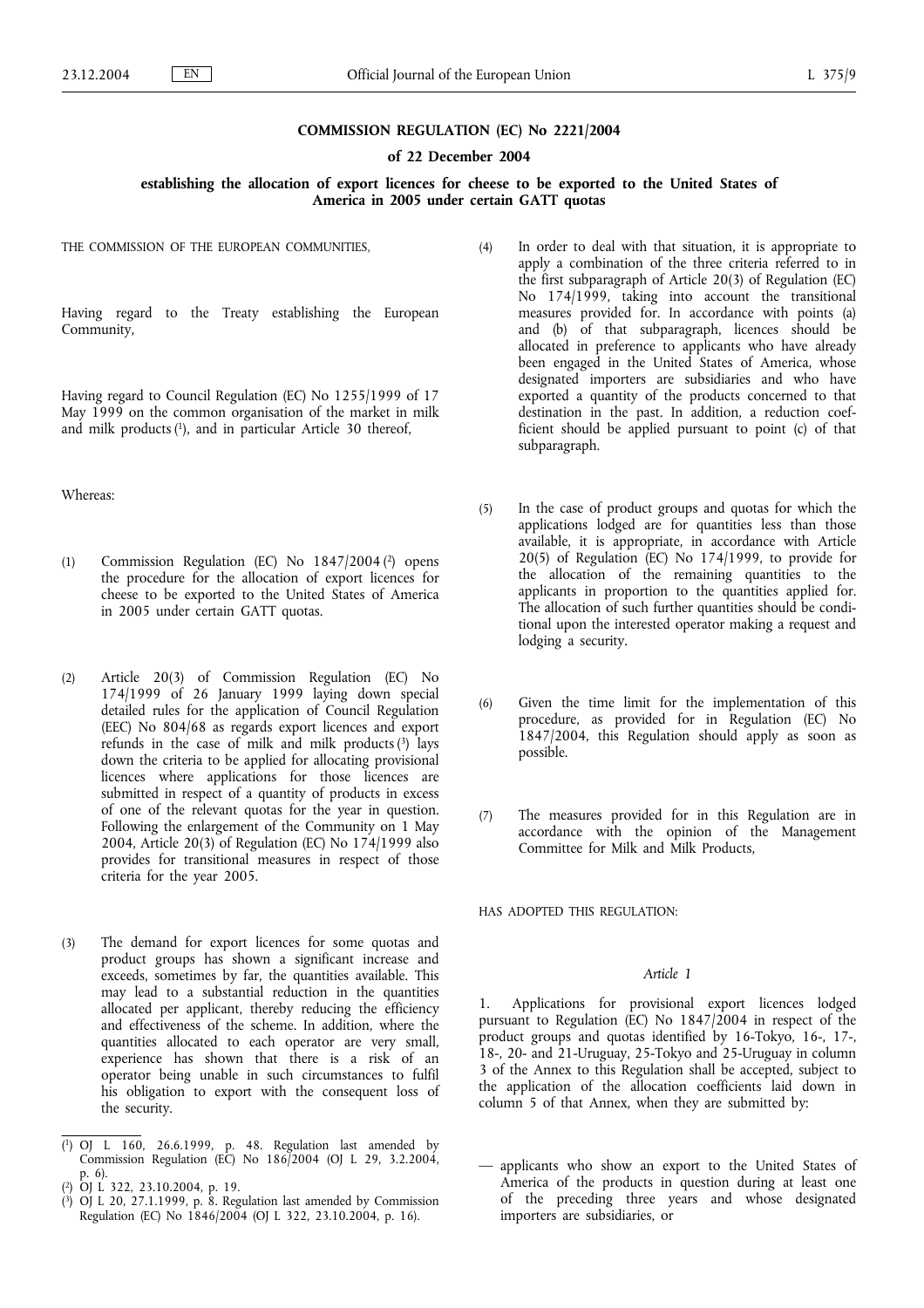**COMMISSION REGULATION (EC) No 2221/2004**

**of 22 December 2004**

**establishing the allocation of export licences for cheese to be exported to the United States of America in 2005 under certain GATT quotas**

THE COMMISSION OF THE EUROPEAN COMMUNITIES,

Having regard to the Treaty establishing the European Community,

Having regard to Council Regulation (EC) No 1255/1999 of 17 May 1999 on the common organisation of the market in milk and milk products [1], and in particular Article 30 thereof,

Whereas:

(1) Commission Regulation (EC) No 1847/2004 [2] opens the procedure for the allocation of export licences for cheese to be exported to the United States of America in 2005 under certain GATT quotas.

(2) Article 20(3) of Commission Regulation (EC) No 174/1999 of 26 January 1999 laying down special detailed rules for the application of Council Regulation (EEC) No 804/68 as regards export licences and export refunds in the case of milk and milk products [3] lays down the criteria to be applied for allocating provisional licences where applications for those licences are submitted in respect of a quantity of products in excess of one of the relevant quotas for the year in question. Following the enlargement of the Community on 1 May 2004, Article 20(3) of Regulation (EC) No 174/1999 also provides for transitional measures in respect of those criteria for the year 2005.

(3) The demand for export licences for some quotas and product groups has shown a significant increase and exceeds, sometimes by far, the quantities available. This may lead to a substantial reduction in the quantities allocated per applicant, thereby reducing the efficiency and effectiveness of the scheme. In addition, where the quantities allocated to each operator are very small, experience has shown that there is a risk of an operator being unable in such circumstances to fulfil his obligation to export with the consequent loss of the security.

(4) In order to deal with that situation, it is appropriate to apply a combination of the three criteria referred to in the first subparagraph of Article 20(3) of Regulation (EC) No 174/1999, taking into account the transitional measures provided for. In accordance with points (a) and (b) of that subparagraph, licences should be allocated in preference to applicants who have already been engaged in the United States of America, whose designated importers are subsidiaries and who have exported a quantity of the products concerned to that destination in the past. In addition, a reduction coefficient should be applied pursuant to point (c) of that subparagraph.

(5) In the case of product groups and quotas for which the applications lodged are for quantities less than those available, it is appropriate, in accordance with Article 20(5) of Regulation (EC) No 174/1999, to provide for the allocation of the remaining quantities to the applicants in proportion to the quantities applied for. The allocation of such further quantities should be conditional upon the interested operator making a request and lodging a security.

(6) Given the time limit for the implementation of this procedure, as provided for in Regulation (EC) No 1847/2004, this Regulation should apply as soon as possible.

(7) The measures provided for in this Regulation are in accordance with the opinion of the Management Committee for Milk and Milk Products,

HAS ADOPTED THIS REGULATION:

*Article 1*

1. Applications for provisional export licences lodged pursuant to Regulation (EC) No 1847/2004 in respect of the product groups and quotas identified by 16-Tokyo, 16-, 17-, 18-, 20- and 21-Uruguay, 25-Tokyo and 25-Uruguay in column 3 of the Annex to this Regulation shall be accepted, subject to the application of the allocation coefficients laid down in column 5 of that Annex, when they are submitted by:

— applicants who show an export to the United States of America of the products in question during at least one of the preceding three years and whose designated importers are subsidiaries, or

---

[1] OJ L 160, 26.6.1999, p. 48. Regulation last amended by Commission Regulation (EC) No 186/2004 (OJ L 29, 3.2.2004, p. 6).

[2] OJ L 322, 23.10.2004, p. 19.

[3] OJ L 20, 27.1.1999, p. 8. Regulation last amended by Commission Regulation (EC) No 1846/2004 (OJ L 322, 23.10.2004, p. 16).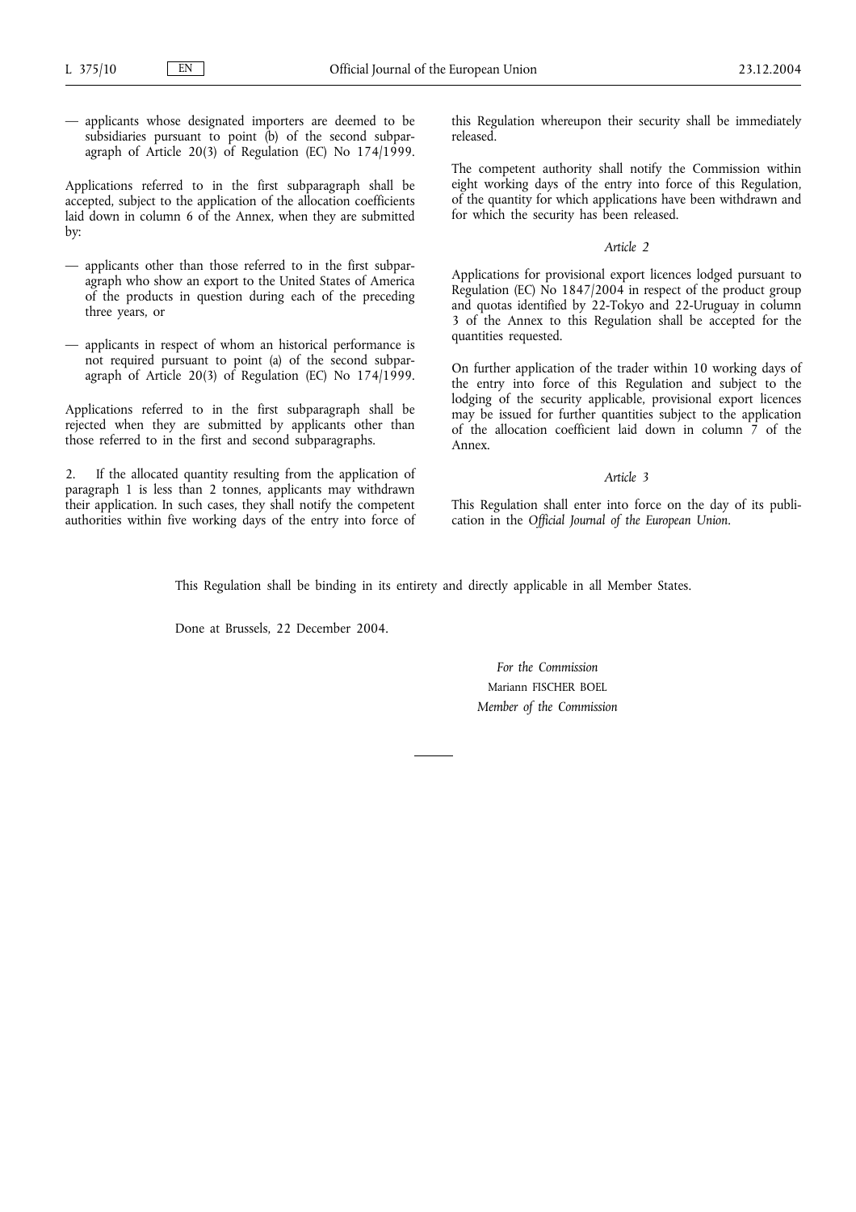— applicants whose designated importers are deemed to be subsidiaries pursuant to point (b) of the second subparagraph of Article 20(3) of Regulation (EC) No 174/1999.

Applications referred to in the first subparagraph shall be accepted, subject to the application of the allocation coefficients laid down in column 6 of the Annex, when they are submitted by:

— applicants other than those referred to in the first subparagraph who show an export to the United States of America of the products in question during each of the preceding three years, or

— applicants in respect of whom an historical performance is not required pursuant to point (a) of the second subparagraph of Article 20(3) of Regulation (EC) No 174/1999.

Applications referred to in the first subparagraph shall be rejected when they are submitted by applicants other than those referred to in the first and second subparagraphs.

2. If the allocated quantity resulting from the application of paragraph 1 is less than 2 tonnes, applicants may withdrawn their application. In such cases, they shall notify the competent authorities within five working days of the entry into force of this Regulation whereupon their security shall be immediately released.

The competent authority shall notify the Commission within eight working days of the entry into force of this Regulation, of the quantity for which applications have been withdrawn and for which the security has been released.

*Article 2*

Applications for provisional export licences lodged pursuant to Regulation (EC) No 1847/2004 in respect of the product group and quotas identified by 22-Tokyo and 22-Uruguay in column 3 of the Annex to this Regulation shall be accepted for the quantities requested.

On further application of the trader within 10 working days of the entry into force of this Regulation and subject to the lodging of the security applicable, provisional export licences may be issued for further quantities subject to the application of the allocation coefficient laid down in column 7 of the Annex.

*Article 3*

This Regulation shall enter into force on the day of its publication in the *Official Journal of the European Union*.

This Regulation shall be binding in its entirety and directly applicable in all Member States.

Done at Brussels, 22 December 2004.

*For the Commission*

Mariann FISCHER BOEL

*Member of the Commission*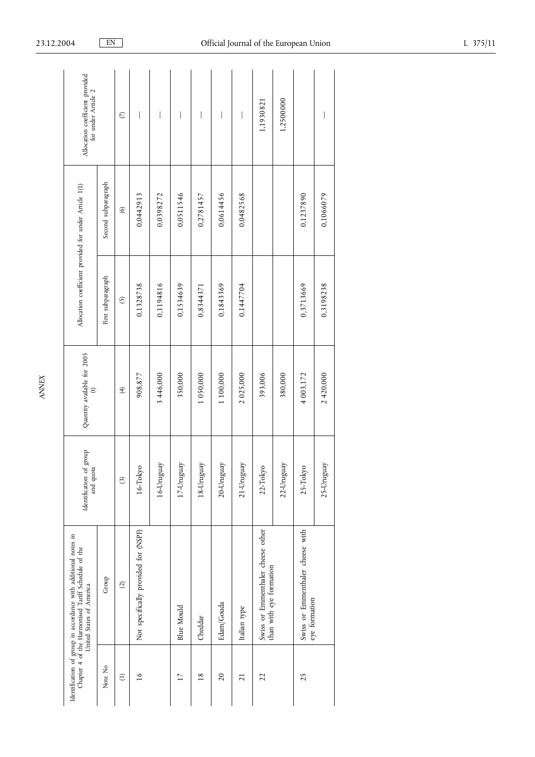ANNEX

| Identification of group in accordance with additional notes in Chapter 4 of the Harmonised Tariff Schedule of the United States of America | | Identification of group and quota | Quantity available for 2005 (t) | Allocation coefficient provided for under Article 1(1) | | Allocation coefficient provided for under Article 2 |
|---|---|---|---|---|---|---|
| Note No | Group | | | First subparagraph | Second subparagraph | |
| (1) | (2) | (3) | (4) | (5) | (6) | (7) |
| 16 | Not specifically provided for (NSPF) | 16-Tokyo | 908,877 | 0,1328738 | 0,0442913 | — |
| | | 16-Uruguay | 3 446,000 | 0,1194816 | 0,0398272 | — |
| 17 | Blue Mould | 17-Uruguay | 350,000 | 0,1534639 | 0,0511546 | — |
| 18 | Cheddar | 18-Uruguay | 1 050,000 | 0,8344371 | 0,2781457 | — |
| 20 | Edam/Gouda | 20-Uruguay | 1 100,000 | 0,1843369 | 0,0614456 | — |
| 21 | Italian type | 21-Uruguay | 2 025,000 | 0,1447704 | 0,0482568 | — |
| 22 | Swiss or Emmenthaler cheese other than with eye formation | 22-Tokyo | 393,006 | | | 1,1930821 |
| | | 22-Uruguay | 380,000 | | | 1,2500000 |
| 25 | Swiss or Emmenthaler cheese with eye formation | 25-Tokyo | 4 003,172 | 0,3713669 | 0,1237890 | |
| | | 25-Uruguay | 2 420,000 | 0,3198238 | 0,1066079 | — |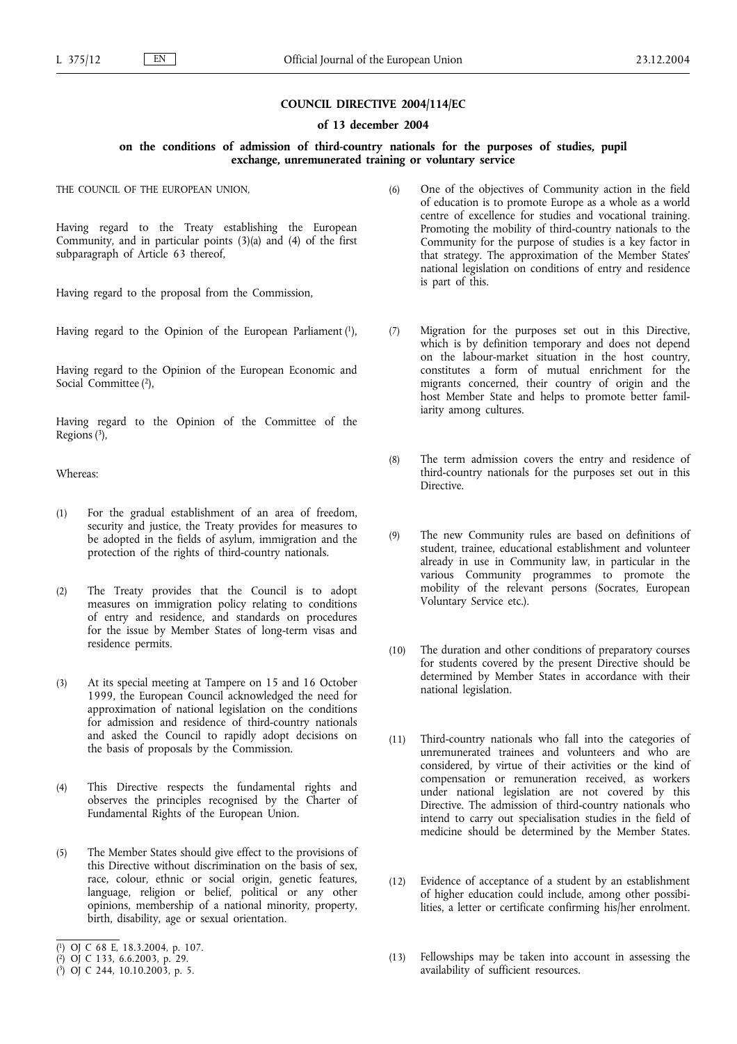**COUNCIL DIRECTIVE 2004/114/EC**

**of 13 december 2004**

**on the conditions of admission of third-country nationals for the purposes of studies, pupil exchange, unremunerated training or voluntary service**

THE COUNCIL OF THE EUROPEAN UNION,

Having regard to the Treaty establishing the European Community, and in particular points (3)(a) and (4) of the first subparagraph of Article 63 thereof,

Having regard to the proposal from the Commission,

Having regard to the Opinion of the European Parliament [1],

Having regard to the Opinion of the European Economic and Social Committee [2],

Having regard to the Opinion of the Committee of the Regions [3],

Whereas:

(1) For the gradual establishment of an area of freedom, security and justice, the Treaty provides for measures to be adopted in the fields of asylum, immigration and the protection of the rights of third-country nationals.

(2) The Treaty provides that the Council is to adopt measures on immigration policy relating to conditions of entry and residence, and standards on procedures for the issue by Member States of long-term visas and residence permits.

(3) At its special meeting at Tampere on 15 and 16 October 1999, the European Council acknowledged the need for approximation of national legislation on the conditions for admission and residence of third-country nationals and asked the Council to rapidly adopt decisions on the basis of proposals by the Commission.

(4) This Directive respects the fundamental rights and observes the principles recognised by the Charter of Fundamental Rights of the European Union.

(5) The Member States should give effect to the provisions of this Directive without discrimination on the basis of sex, race, colour, ethnic or social origin, genetic features, language, religion or belief, political or any other opinions, membership of a national minority, property, birth, disability, age or sexual orientation.

(6) One of the objectives of Community action in the field of education is to promote Europe as a whole as a world centre of excellence for studies and vocational training. Promoting the mobility of third-country nationals to the Community for the purpose of studies is a key factor in that strategy. The approximation of the Member States' national legislation on conditions of entry and residence is part of this.

(7) Migration for the purposes set out in this Directive, which is by definition temporary and does not depend on the labour-market situation in the host country, constitutes a form of mutual enrichment for the migrants concerned, their country of origin and the host Member State and helps to promote better familiarity among cultures.

(8) The term admission covers the entry and residence of third-country nationals for the purposes set out in this Directive.

(9) The new Community rules are based on definitions of student, trainee, educational establishment and volunteer already in use in Community law, in particular in the various Community programmes to promote the mobility of the relevant persons (Socrates, European Voluntary Service etc.).

(10) The duration and other conditions of preparatory courses for students covered by the present Directive should be determined by Member States in accordance with their national legislation.

(11) Third-country nationals who fall into the categories of unremunerated trainees and volunteers and who are considered, by virtue of their activities or the kind of compensation or remuneration received, as workers under national legislation are not covered by this Directive. The admission of third-country nationals who intend to carry out specialisation studies in the field of medicine should be determined by the Member States.

(12) Evidence of acceptance of a student by an establishment of higher education could include, among other possibilities, a letter or certificate confirming his/her enrolment.

(13) Fellowships may be taken into account in assessing the availability of sufficient resources.

---

[1] OJ C 68 E, 18.3.2004, p. 107.
[2] OJ C 133, 6.6.2003, p. 29.
[3] OJ C 244, 10.10.2003, p. 5.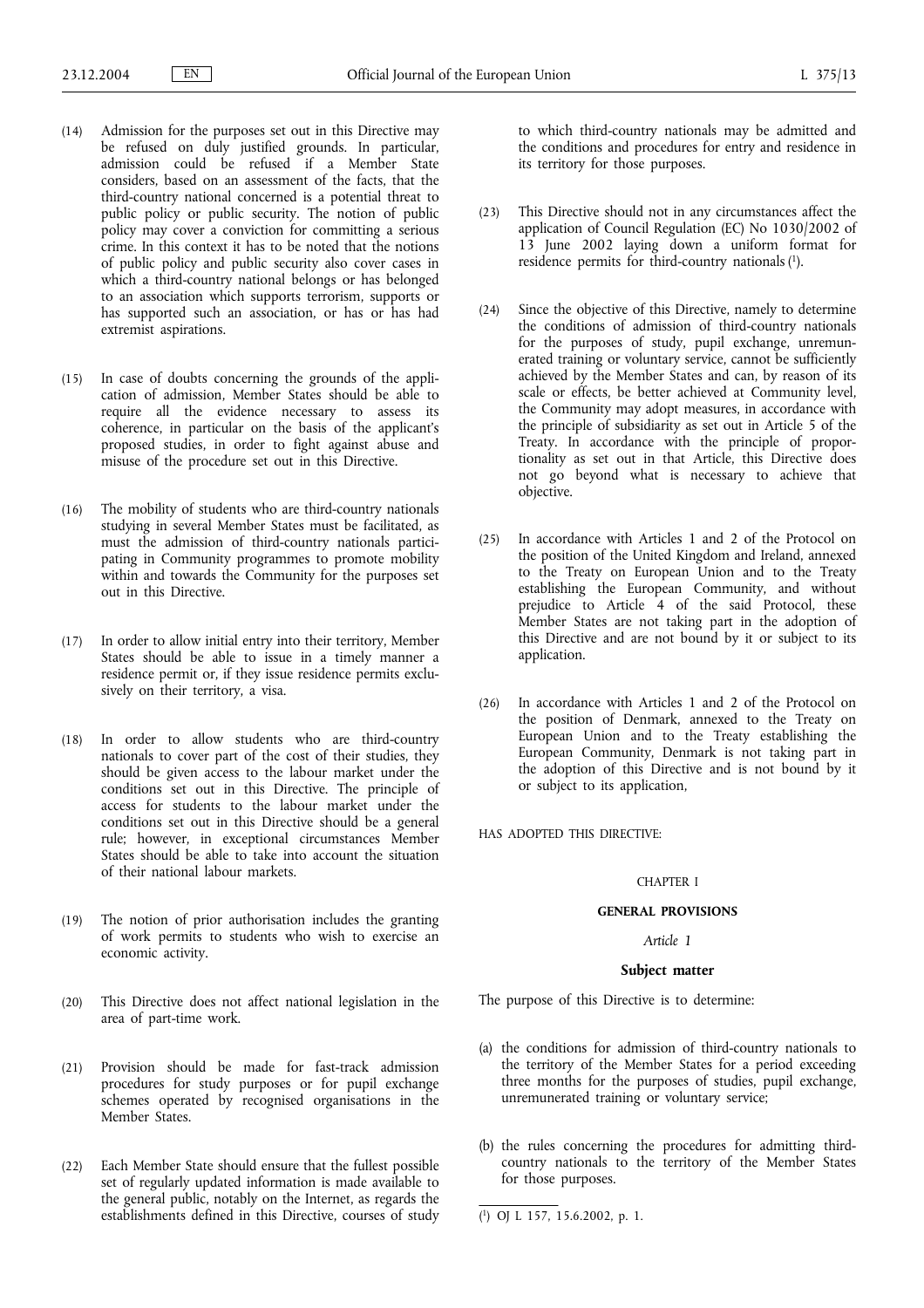(14) Admission for the purposes set out in this Directive may be refused on duly justified grounds. In particular, admission could be refused if a Member State considers, based on an assessment of the facts, that the third-country national concerned is a potential threat to public policy or public security. The notion of public policy may cover a conviction for committing a serious crime. In this context it has to be noted that the notions of public policy and public security also cover cases in which a third-country national belongs or has belonged to an association which supports terrorism, supports or has supported such an association, or has or has had extremist aspirations.

(15) In case of doubts concerning the grounds of the application of admission, Member States should be able to require all the evidence necessary to assess its coherence, in particular on the basis of the applicant's proposed studies, in order to fight against abuse and misuse of the procedure set out in this Directive.

(16) The mobility of students who are third-country nationals studying in several Member States must be facilitated, as must the admission of third-country nationals participating in Community programmes to promote mobility within and towards the Community for the purposes set out in this Directive.

(17) In order to allow initial entry into their territory, Member States should be able to issue in a timely manner a residence permit or, if they issue residence permits exclusively on their territory, a visa.

(18) In order to allow students who are third-country nationals to cover part of the cost of their studies, they should be given access to the labour market under the conditions set out in this Directive. The principle of access for students to the labour market under the conditions set out in this Directive should be a general rule; however, in exceptional circumstances Member States should be able to take into account the situation of their national labour markets.

(19) The notion of prior authorisation includes the granting of work permits to students who wish to exercise an economic activity.

(20) This Directive does not affect national legislation in the area of part-time work.

(21) Provision should be made for fast-track admission procedures for study purposes or for pupil exchange schemes operated by recognised organisations in the Member States.

(22) Each Member State should ensure that the fullest possible set of regularly updated information is made available to the general public, notably on the Internet, as regards the establishments defined in this Directive, courses of study to which third-country nationals may be admitted and the conditions and procedures for entry and residence in its territory for those purposes.

(23) This Directive should not in any circumstances affect the application of Council Regulation (EC) No 1030/2002 of 13 June 2002 laying down a uniform format for residence permits for third-country nationals [1].

(24) Since the objective of this Directive, namely to determine the conditions of admission of third-country nationals for the purposes of study, pupil exchange, unremunerated training or voluntary service, cannot be sufficiently achieved by the Member States and can, by reason of its scale or effects, be better achieved at Community level, the Community may adopt measures, in accordance with the principle of subsidiarity as set out in Article 5 of the Treaty. In accordance with the principle of proportionality as set out in that Article, this Directive does not go beyond what is necessary to achieve that objective.

(25) In accordance with Articles 1 and 2 of the Protocol on the position of the United Kingdom and Ireland, annexed to the Treaty on European Union and to the Treaty establishing the European Community, and without prejudice to Article 4 of the said Protocol, these Member States are not taking part in the adoption of this Directive and are not bound by it or subject to its application.

(26) In accordance with Articles 1 and 2 of the Protocol on the position of Denmark, annexed to the Treaty on European Union and to the Treaty establishing the European Community, Denmark is not taking part in the adoption of this Directive and is not bound by it or subject to its application,

HAS ADOPTED THIS DIRECTIVE:

CHAPTER I

## GENERAL PROVISIONS

*Article 1*

### Subject matter

The purpose of this Directive is to determine:

(a) the conditions for admission of third-country nationals to the territory of the Member States for a period exceeding three months for the purposes of studies, pupil exchange, unremunerated training or voluntary service;

(b) the rules concerning the procedures for admitting third-country nationals to the territory of the Member States for those purposes.

[1] OJ L 157, 15.6.2002, p. 1.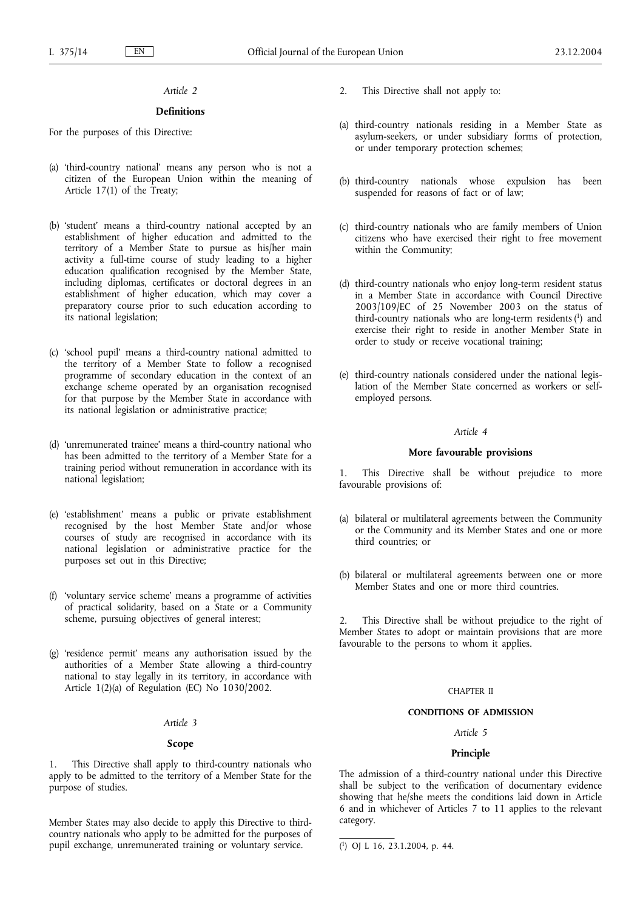*Article 2*

**Definitions**

For the purposes of this Directive:

(a) 'third-country national' means any person who is not a citizen of the European Union within the meaning of Article 17(1) of the Treaty;

(b) 'student' means a third-country national accepted by an establishment of higher education and admitted to the territory of a Member State to pursue as his/her main activity a full-time course of study leading to a higher education qualification recognised by the Member State, including diplomas, certificates or doctoral degrees in an establishment of higher education, which may cover a preparatory course prior to such education according to its national legislation;

(c) 'school pupil' means a third-country national admitted to the territory of a Member State to follow a recognised programme of secondary education in the context of an exchange scheme operated by an organisation recognised for that purpose by the Member State in accordance with its national legislation or administrative practice;

(d) 'unremunerated trainee' means a third-country national who has been admitted to the territory of a Member State for a training period without remuneration in accordance with its national legislation;

(e) 'establishment' means a public or private establishment recognised by the host Member State and/or whose courses of study are recognised in accordance with its national legislation or administrative practice for the purposes set out in this Directive;

(f) 'voluntary service scheme' means a programme of activities of practical solidarity, based on a State or a Community scheme, pursuing objectives of general interest;

(g) 'residence permit' means any authorisation issued by the authorities of a Member State allowing a third-country national to stay legally in its territory, in accordance with Article 1(2)(a) of Regulation (EC) No 1030/2002.

*Article 3*

**Scope**

1. This Directive shall apply to third-country nationals who apply to be admitted to the territory of a Member State for the purpose of studies.

Member States may also decide to apply this Directive to third-country nationals who apply to be admitted for the purposes of pupil exchange, unremunerated training or voluntary service.

2. This Directive shall not apply to:

(a) third-country nationals residing in a Member State as asylum-seekers, or under subsidiary forms of protection, or under temporary protection schemes;

(b) third-country nationals whose expulsion has been suspended for reasons of fact or of law;

(c) third-country nationals who are family members of Union citizens who have exercised their right to free movement within the Community;

(d) third-country nationals who enjoy long-term resident status in a Member State in accordance with Council Directive 2003/109/EC of 25 November 2003 on the status of third-country nationals who are long-term residents [1] and exercise their right to reside in another Member State in order to study or receive vocational training;

(e) third-country nationals considered under the national legislation of the Member State concerned as workers or self-employed persons.

*Article 4*

**More favourable provisions**

1. This Directive shall be without prejudice to more favourable provisions of:

(a) bilateral or multilateral agreements between the Community or the Community and its Member States and one or more third countries; or

(b) bilateral or multilateral agreements between one or more Member States and one or more third countries.

2. This Directive shall be without prejudice to the right of Member States to adopt or maintain provisions that are more favourable to the persons to whom it applies.

CHAPTER II

**CONDITIONS OF ADMISSION**

*Article 5*

**Principle**

The admission of a third-country national under this Directive shall be subject to the verification of documentary evidence showing that he/she meets the conditions laid down in Article 6 and in whichever of Articles 7 to 11 applies to the relevant category.

[1] OJ L 16, 23.1.2004, p. 44.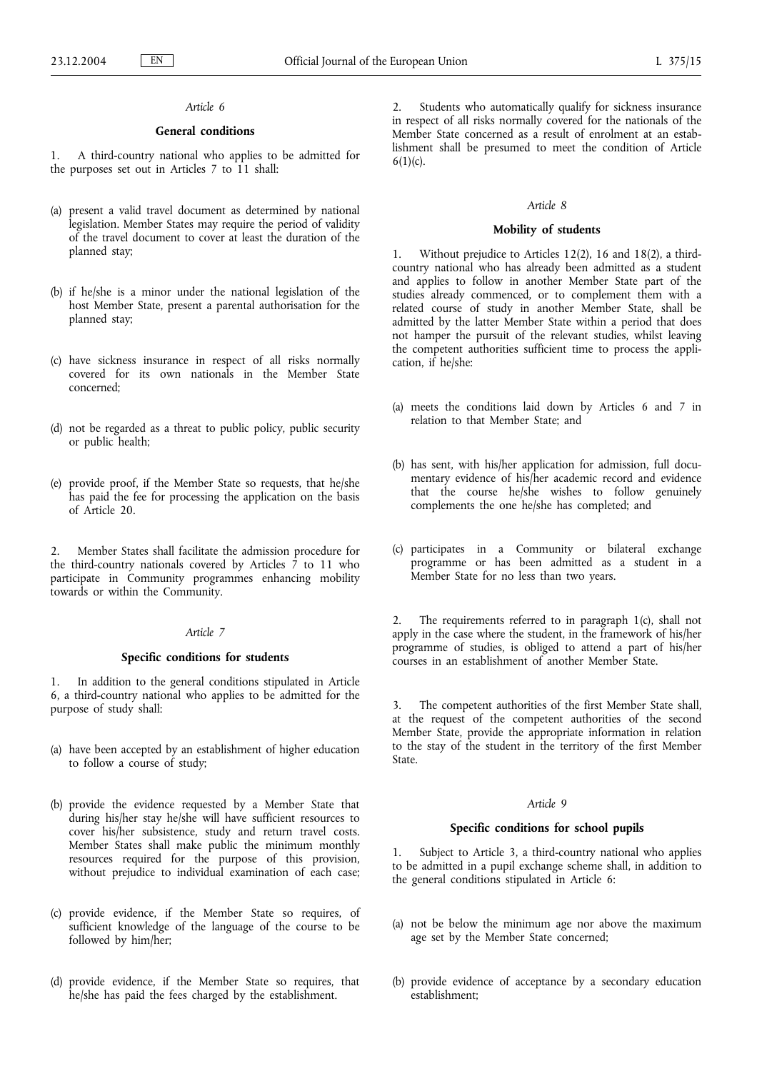*Article 6*

**General conditions**

1. A third-country national who applies to be admitted for the purposes set out in Articles 7 to 11 shall:

(a) present a valid travel document as determined by national legislation. Member States may require the period of validity of the travel document to cover at least the duration of the planned stay;

(b) if he/she is a minor under the national legislation of the host Member State, present a parental authorisation for the planned stay;

(c) have sickness insurance in respect of all risks normally covered for its own nationals in the Member State concerned;

(d) not be regarded as a threat to public policy, public security or public health;

(e) provide proof, if the Member State so requests, that he/she has paid the fee for processing the application on the basis of Article 20.

2. Member States shall facilitate the admission procedure for the third-country nationals covered by Articles 7 to 11 who participate in Community programmes enhancing mobility towards or within the Community.

*Article 7*

**Specific conditions for students**

1. In addition to the general conditions stipulated in Article 6, a third-country national who applies to be admitted for the purpose of study shall:

(a) have been accepted by an establishment of higher education to follow a course of study;

(b) provide the evidence requested by a Member State that during his/her stay he/she will have sufficient resources to cover his/her subsistence, study and return travel costs. Member States shall make public the minimum monthly resources required for the purpose of this provision, without prejudice to individual examination of each case;

(c) provide evidence, if the Member State so requires, of sufficient knowledge of the language of the course to be followed by him/her;

(d) provide evidence, if the Member State so requires, that he/she has paid the fees charged by the establishment.

2. Students who automatically qualify for sickness insurance in respect of all risks normally covered for the nationals of the Member State concerned as a result of enrolment at an establishment shall be presumed to meet the condition of Article 6(1)(c).

*Article 8*

**Mobility of students**

1. Without prejudice to Articles 12(2), 16 and 18(2), a third-country national who has already been admitted as a student and applies to follow in another Member State part of the studies already commenced, or to complement them with a related course of study in another Member State, shall be admitted by the latter Member State within a period that does not hamper the pursuit of the relevant studies, whilst leaving the competent authorities sufficient time to process the application, if he/she:

(a) meets the conditions laid down by Articles 6 and 7 in relation to that Member State; and

(b) has sent, with his/her application for admission, full documentary evidence of his/her academic record and evidence that the course he/she wishes to follow genuinely complements the one he/she has completed; and

(c) participates in a Community or bilateral exchange programme or has been admitted as a student in a Member State for no less than two years.

2. The requirements referred to in paragraph 1(c), shall not apply in the case where the student, in the framework of his/her programme of studies, is obliged to attend a part of his/her courses in an establishment of another Member State.

3. The competent authorities of the first Member State shall, at the request of the competent authorities of the second Member State, provide the appropriate information in relation to the stay of the student in the territory of the first Member State.

*Article 9*

**Specific conditions for school pupils**

1. Subject to Article 3, a third-country national who applies to be admitted in a pupil exchange scheme shall, in addition to the general conditions stipulated in Article 6:

(a) not be below the minimum age nor above the maximum age set by the Member State concerned;

(b) provide evidence of acceptance by a secondary education establishment;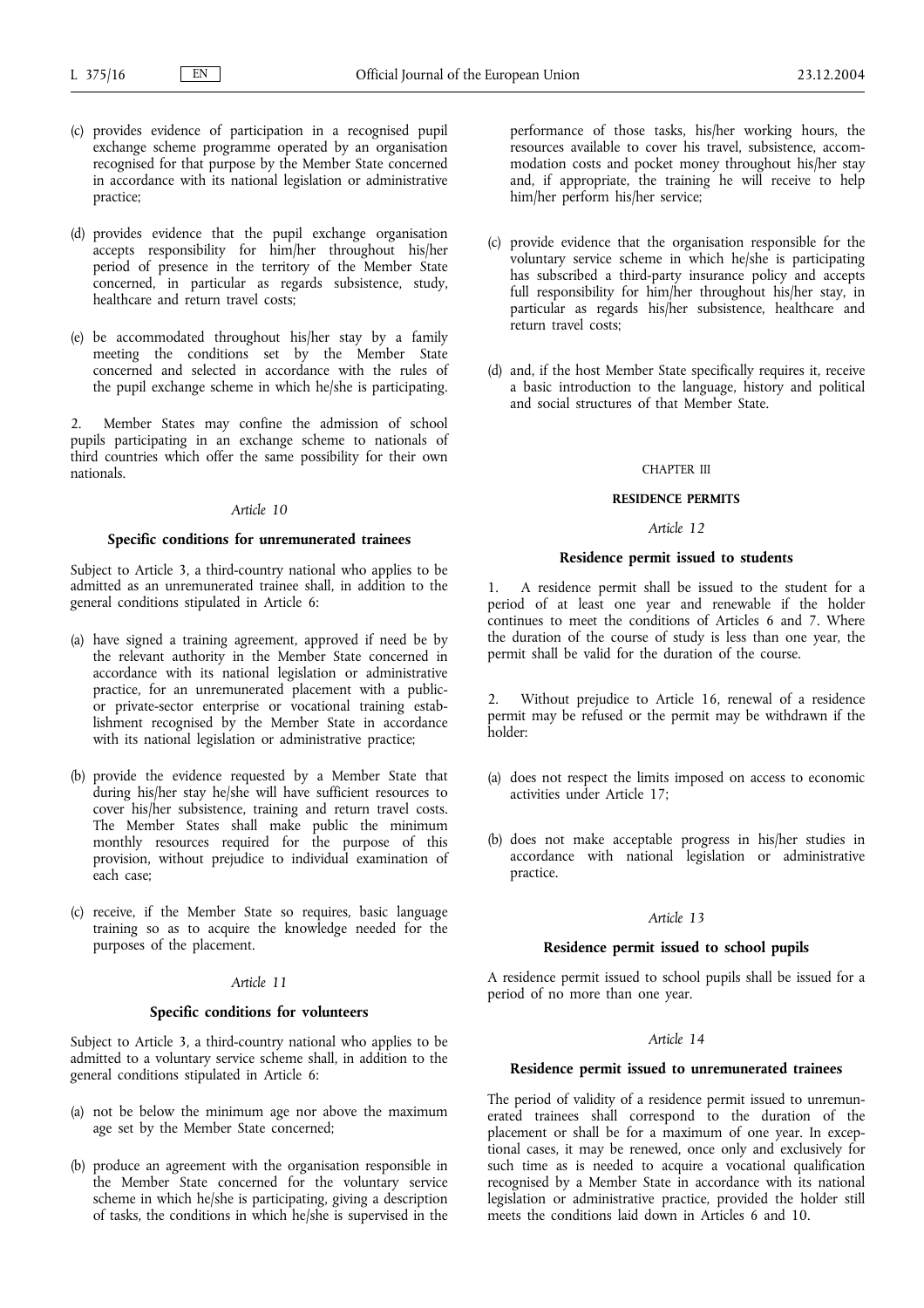(c) provides evidence of participation in a recognised pupil exchange scheme programme operated by an organisation recognised for that purpose by the Member State concerned in accordance with its national legislation or administrative practice;

(d) provides evidence that the pupil exchange organisation accepts responsibility for him/her throughout his/her period of presence in the territory of the Member State concerned, in particular as regards subsistence, study, healthcare and return travel costs;

(e) be accommodated throughout his/her stay by a family meeting the conditions set by the Member State concerned and selected in accordance with the rules of the pupil exchange scheme in which he/she is participating.

2. Member States may confine the admission of school pupils participating in an exchange scheme to nationals of third countries which offer the same possibility for their own nationals.

*Article 10*

**Specific conditions for unremunerated trainees**

Subject to Article 3, a third-country national who applies to be admitted as an unremunerated trainee shall, in addition to the general conditions stipulated in Article 6:

(a) have signed a training agreement, approved if need be by the relevant authority in the Member State concerned in accordance with its national legislation or administrative practice, for an unremunerated placement with a public- or private-sector enterprise or vocational training establishment recognised by the Member State in accordance with its national legislation or administrative practice;

(b) provide the evidence requested by a Member State that during his/her stay he/she will have sufficient resources to cover his/her subsistence, training and return travel costs. The Member States shall make public the minimum monthly resources required for the purpose of this provision, without prejudice to individual examination of each case;

(c) receive, if the Member State so requires, basic language training so as to acquire the knowledge needed for the purposes of the placement.

*Article 11*

**Specific conditions for volunteers**

Subject to Article 3, a third-country national who applies to be admitted to a voluntary service scheme shall, in addition to the general conditions stipulated in Article 6:

(a) not be below the minimum age nor above the maximum age set by the Member State concerned;

(b) produce an agreement with the organisation responsible in the Member State concerned for the voluntary service scheme in which he/she is participating, giving a description of tasks, the conditions in which he/she is supervised in the performance of those tasks, his/her working hours, the resources available to cover his travel, subsistence, accommodation costs and pocket money throughout his/her stay and, if appropriate, the training he will receive to help him/her perform his/her service;

(c) provide evidence that the organisation responsible for the voluntary service scheme in which he/she is participating has subscribed a third-party insurance policy and accepts full responsibility for him/her throughout his/her stay, in particular as regards his/her subsistence, healthcare and return travel costs;

(d) and, if the host Member State specifically requires it, receive a basic introduction to the language, history and political and social structures of that Member State.

CHAPTER III

**RESIDENCE PERMITS**

*Article 12*

**Residence permit issued to students**

1. A residence permit shall be issued to the student for a period of at least one year and renewable if the holder continues to meet the conditions of Articles 6 and 7. Where the duration of the course of study is less than one year, the permit shall be valid for the duration of the course.

2. Without prejudice to Article 16, renewal of a residence permit may be refused or the permit may be withdrawn if the holder:

(a) does not respect the limits imposed on access to economic activities under Article 17;

(b) does not make acceptable progress in his/her studies in accordance with national legislation or administrative practice.

*Article 13*

**Residence permit issued to school pupils**

A residence permit issued to school pupils shall be issued for a period of no more than one year.

*Article 14*

**Residence permit issued to unremunerated trainees**

The period of validity of a residence permit issued to unremunerated trainees shall correspond to the duration of the placement or shall be for a maximum of one year. In exceptional cases, it may be renewed, once only and exclusively for such time as is needed to acquire a vocational qualification recognised by a Member State in accordance with its national legislation or administrative practice, provided the holder still meets the conditions laid down in Articles 6 and 10.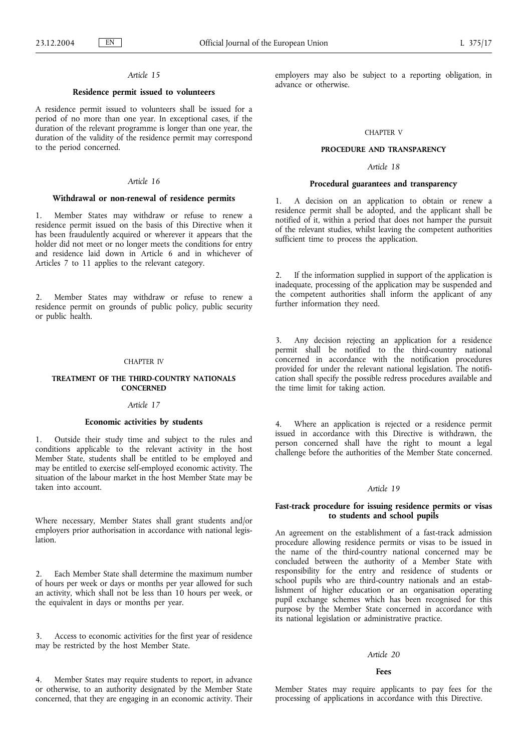*Article 15*

**Residence permit issued to volunteers**

A residence permit issued to volunteers shall be issued for a period of no more than one year. In exceptional cases, if the duration of the relevant programme is longer than one year, the duration of the validity of the residence permit may correspond to the period concerned.

*Article 16*

**Withdrawal or non-renewal of residence permits**

1. Member States may withdraw or refuse to renew a residence permit issued on the basis of this Directive when it has been fraudulently acquired or wherever it appears that the holder did not meet or no longer meets the conditions for entry and residence laid down in Article 6 and in whichever of Articles 7 to 11 applies to the relevant category.

2. Member States may withdraw or refuse to renew a residence permit on grounds of public policy, public security or public health.

CHAPTER IV

**TREATMENT OF THE THIRD-COUNTRY NATIONALS CONCERNED**

*Article 17*

**Economic activities by students**

1. Outside their study time and subject to the rules and conditions applicable to the relevant activity in the host Member State, students shall be entitled to be employed and may be entitled to exercise self-employed economic activity. The situation of the labour market in the host Member State may be taken into account.

Where necessary, Member States shall grant students and/or employers prior authorisation in accordance with national legislation.

2. Each Member State shall determine the maximum number of hours per week or days or months per year allowed for such an activity, which shall not be less than 10 hours per week, or the equivalent in days or months per year.

3. Access to economic activities for the first year of residence may be restricted by the host Member State.

4. Member States may require students to report, in advance or otherwise, to an authority designated by the Member State concerned, that they are engaging in an economic activity. Their employers may also be subject to a reporting obligation, in advance or otherwise.

CHAPTER V

**PROCEDURE AND TRANSPARENCY**

*Article 18*

**Procedural guarantees and transparency**

1. A decision on an application to obtain or renew a residence permit shall be adopted, and the applicant shall be notified of it, within a period that does not hamper the pursuit of the relevant studies, whilst leaving the competent authorities sufficient time to process the application.

2. If the information supplied in support of the application is inadequate, processing of the application may be suspended and the competent authorities shall inform the applicant of any further information they need.

3. Any decision rejecting an application for a residence permit shall be notified to the third-country national concerned in accordance with the notification procedures provided for under the relevant national legislation. The notification shall specify the possible redress procedures available and the time limit for taking action.

4. Where an application is rejected or a residence permit issued in accordance with this Directive is withdrawn, the person concerned shall have the right to mount a legal challenge before the authorities of the Member State concerned.

*Article 19*

**Fast-track procedure for issuing residence permits or visas to students and school pupils**

An agreement on the establishment of a fast-track admission procedure allowing residence permits or visas to be issued in the name of the third-country national concerned may be concluded between the authority of a Member State with responsibility for the entry and residence of students or school pupils who are third-country nationals and an establishment of higher education or an organisation operating pupil exchange schemes which has been recognised for this purpose by the Member State concerned in accordance with its national legislation or administrative practice.

*Article 20*

**Fees**

Member States may require applicants to pay fees for the processing of applications in accordance with this Directive.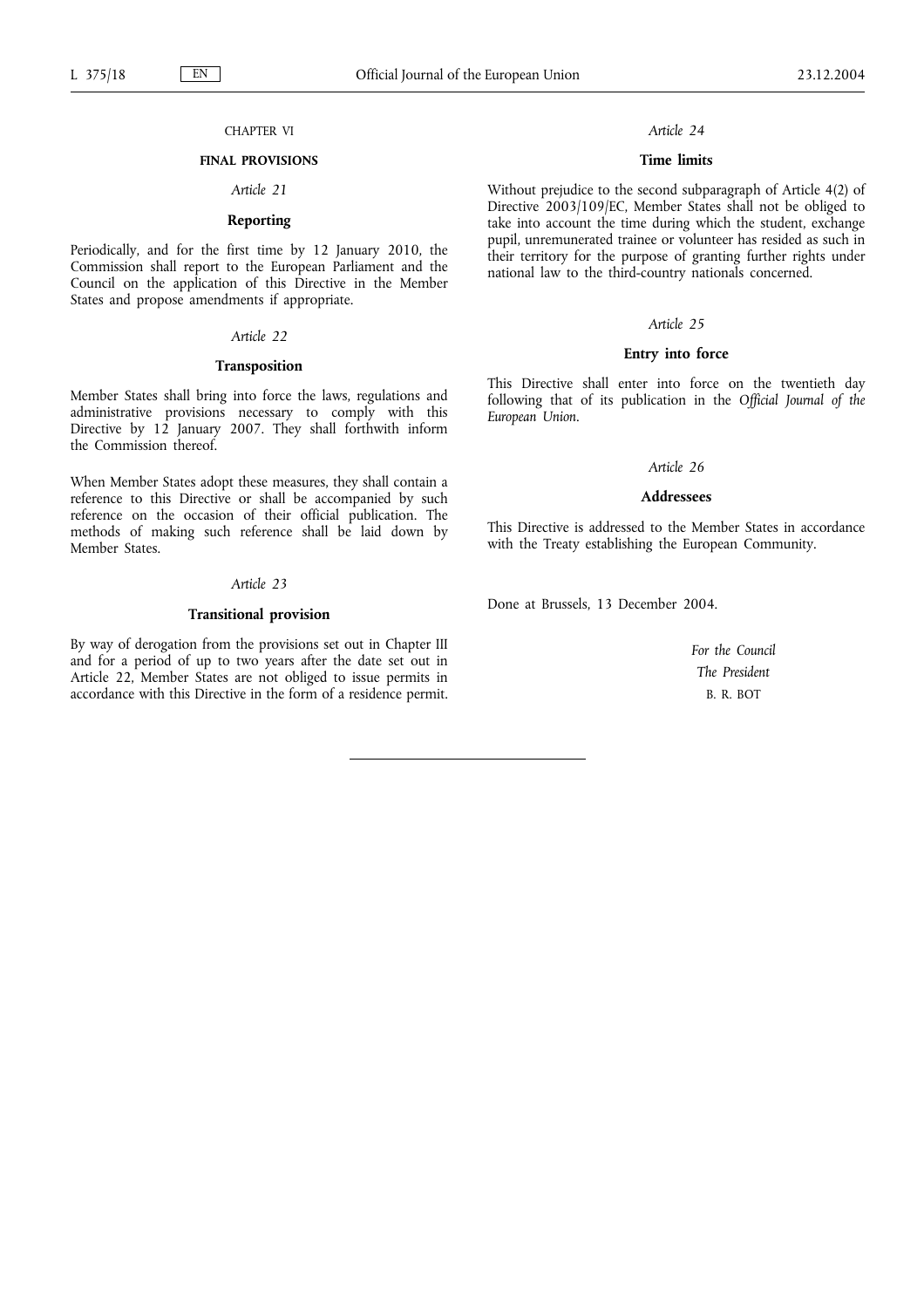CHAPTER VI

**FINAL PROVISIONS**

*Article 21*

**Reporting**

Periodically, and for the first time by 12 January 2010, the Commission shall report to the European Parliament and the Council on the application of this Directive in the Member States and propose amendments if appropriate.

*Article 22*

**Transposition**

Member States shall bring into force the laws, regulations and administrative provisions necessary to comply with this Directive by 12 January 2007. They shall forthwith inform the Commission thereof.

When Member States adopt these measures, they shall contain a reference to this Directive or shall be accompanied by such reference on the occasion of their official publication. The methods of making such reference shall be laid down by Member States.

*Article 23*

**Transitional provision**

By way of derogation from the provisions set out in Chapter III and for a period of up to two years after the date set out in Article 22, Member States are not obliged to issue permits in accordance with this Directive in the form of a residence permit.

*Article 24*

**Time limits**

Without prejudice to the second subparagraph of Article 4(2) of Directive 2003/109/EC, Member States shall not be obliged to take into account the time during which the student, exchange pupil, unremunerated trainee or volunteer has resided as such in their territory for the purpose of granting further rights under national law to the third-country nationals concerned.

*Article 25*

**Entry into force**

This Directive shall enter into force on the twentieth day following that of its publication in the *Official Journal of the European Union*.

*Article 26*

**Addressees**

This Directive is addressed to the Member States in accordance with the Treaty establishing the European Community.

Done at Brussels, 13 December 2004.

*For the Council*

*The President*

B. R. BOT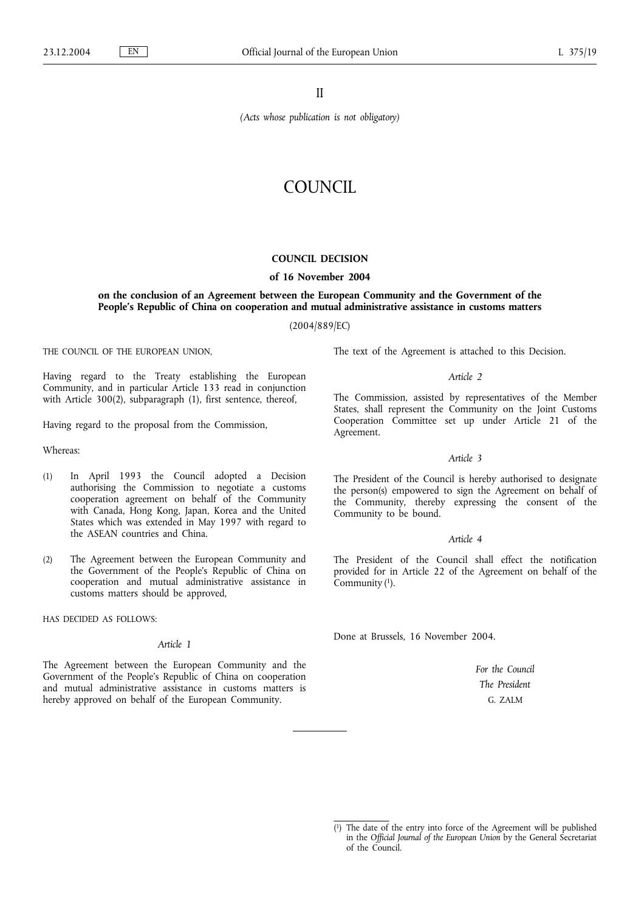II

*(Acts whose publication is not obligatory)*

# COUNCIL

## COUNCIL DECISION

### of 16 November 2004

### on the conclusion of an Agreement between the European Community and the Government of the People's Republic of China on cooperation and mutual administrative assistance in customs matters

(2004/889/EC)

THE COUNCIL OF THE EUROPEAN UNION,

Having regard to the Treaty establishing the European Community, and in particular Article 133 read in conjunction with Article 300(2), subparagraph (1), first sentence, thereof,

Having regard to the proposal from the Commission,

Whereas:

(1) In April 1993 the Council adopted a Decision authorising the Commission to negotiate a customs cooperation agreement on behalf of the Community with Canada, Hong Kong, Japan, Korea and the United States which was extended in May 1997 with regard to the ASEAN countries and China.

(2) The Agreement between the European Community and the Government of the People's Republic of China on cooperation and mutual administrative assistance in customs matters should be approved,

HAS DECIDED AS FOLLOWS:

*Article 1*

The Agreement between the European Community and the Government of the People's Republic of China on cooperation and mutual administrative assistance in customs matters is hereby approved on behalf of the European Community.

The text of the Agreement is attached to this Decision.

*Article 2*

The Commission, assisted by representatives of the Member States, shall represent the Community on the Joint Customs Cooperation Committee set up under Article 21 of the Agreement.

*Article 3*

The President of the Council is hereby authorised to designate the person(s) empowered to sign the Agreement on behalf of the Community, thereby expressing the consent of the Community to be bound.

*Article 4*

The President of the Council shall effect the notification provided for in Article 22 of the Agreement on behalf of the Community [1].

Done at Brussels, 16 November 2004.

*For the Council*

*The President*

G. ZALM

---

[1] The date of the entry into force of the Agreement will be published in the *Official Journal of the European Union* by the General Secretariat of the Council.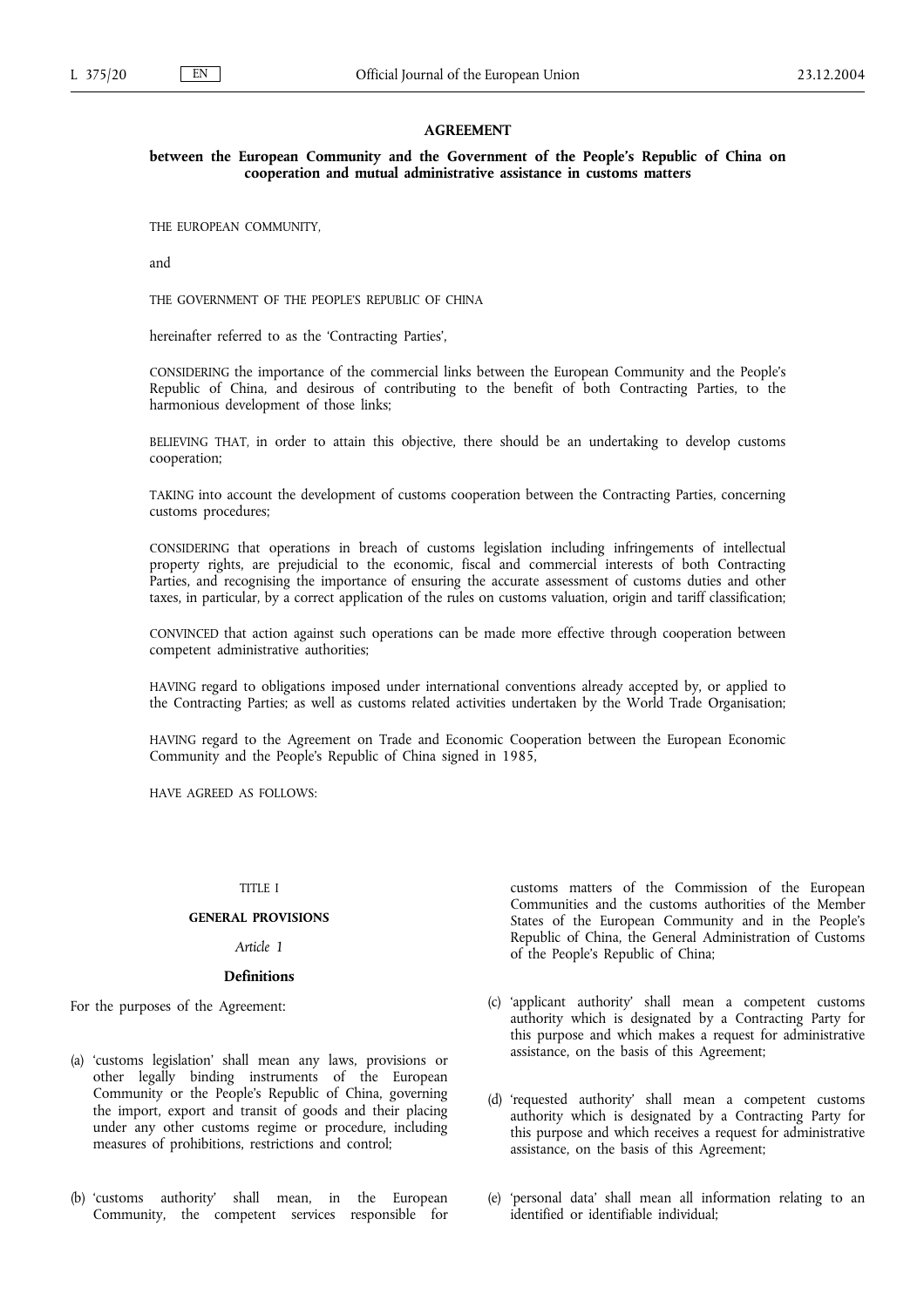## AGREEMENT

### between the European Community and the Government of the People's Republic of China on cooperation and mutual administrative assistance in customs matters

THE EUROPEAN COMMUNITY,

and

THE GOVERNMENT OF THE PEOPLE'S REPUBLIC OF CHINA

hereinafter referred to as the 'Contracting Parties',

CONSIDERING the importance of the commercial links between the European Community and the People's Republic of China, and desirous of contributing to the benefit of both Contracting Parties, to the harmonious development of those links;

BELIEVING THAT, in order to attain this objective, there should be an undertaking to develop customs cooperation;

TAKING into account the development of customs cooperation between the Contracting Parties, concerning customs procedures;

CONSIDERING that operations in breach of customs legislation including infringements of intellectual property rights, are prejudicial to the economic, fiscal and commercial interests of both Contracting Parties, and recognising the importance of ensuring the accurate assessment of customs duties and other taxes, in particular, by a correct application of the rules on customs valuation, origin and tariff classification;

CONVINCED that action against such operations can be made more effective through cooperation between competent administrative authorities;

HAVING regard to obligations imposed under international conventions already accepted by, or applied to the Contracting Parties; as well as customs related activities undertaken by the World Trade Organisation;

HAVING regard to the Agreement on Trade and Economic Cooperation between the European Economic Community and the People's Republic of China signed in 1985,

HAVE AGREED AS FOLLOWS:

TITLE I

**GENERAL PROVISIONS**

*Article 1*

**Definitions**

For the purposes of the Agreement:

(a) 'customs legislation' shall mean any laws, provisions or other legally binding instruments of the European Community or the People's Republic of China, governing the import, export and transit of goods and their placing under any other customs regime or procedure, including measures of prohibitions, restrictions and control;

(b) 'customs authority' shall mean, in the European Community, the competent services responsible for customs matters of the Commission of the European Communities and the customs authorities of the Member States of the European Community and in the People's Republic of China, the General Administration of Customs of the People's Republic of China;

(c) 'applicant authority' shall mean a competent customs authority which is designated by a Contracting Party for this purpose and which makes a request for administrative assistance, on the basis of this Agreement;

(d) 'requested authority' shall mean a competent customs authority which is designated by a Contracting Party for this purpose and which receives a request for administrative assistance, on the basis of this Agreement;

(e) 'personal data' shall mean all information relating to an identified or identifiable individual;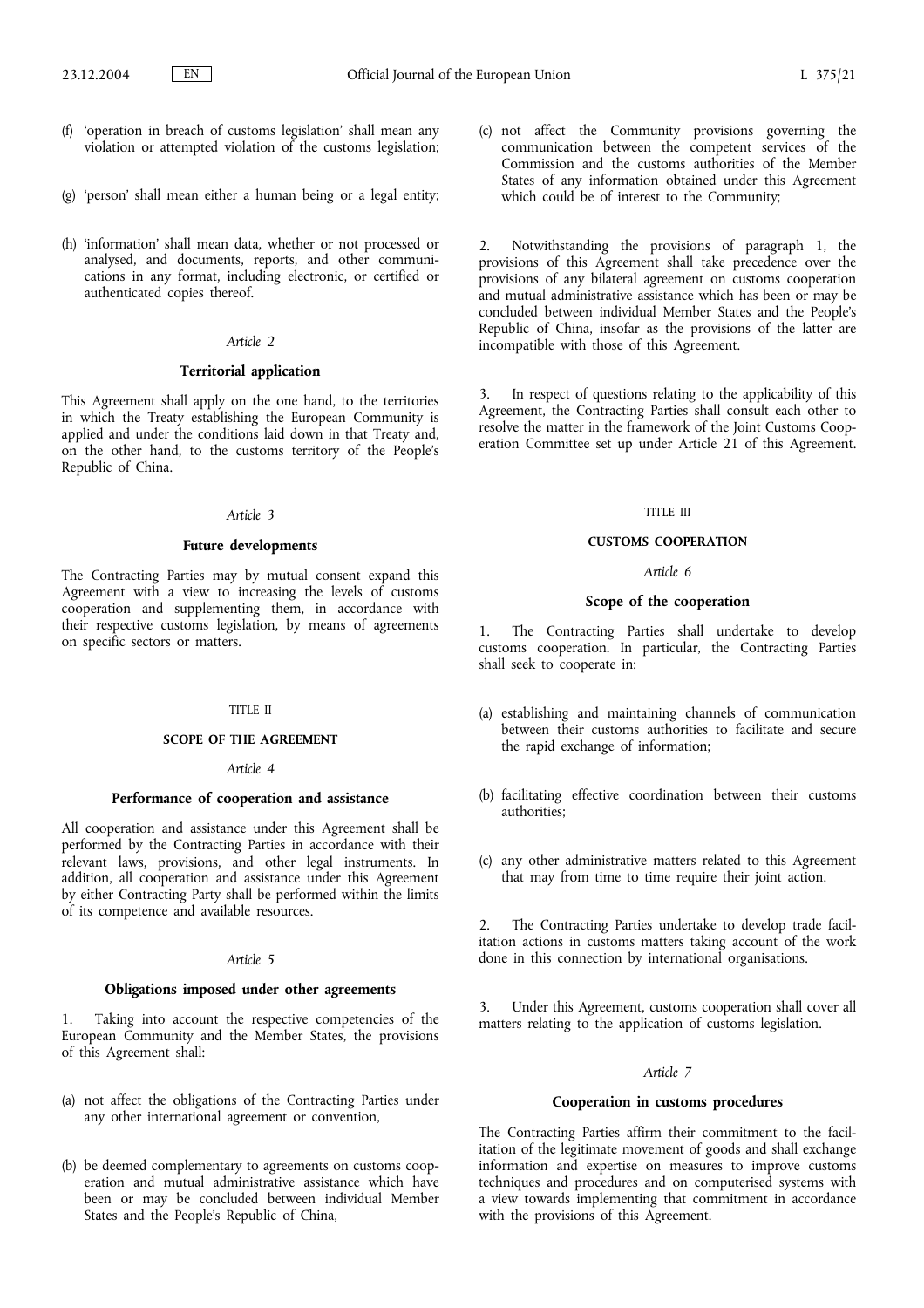(f) 'operation in breach of customs legislation' shall mean any violation or attempted violation of the customs legislation;

(g) 'person' shall mean either a human being or a legal entity;

(h) 'information' shall mean data, whether or not processed or analysed, and documents, reports, and other communications in any format, including electronic, or certified or authenticated copies thereof.

*Article 2*

**Territorial application**

This Agreement shall apply on the one hand, to the territories in which the Treaty establishing the European Community is applied and under the conditions laid down in that Treaty and, on the other hand, to the customs territory of the People's Republic of China.

*Article 3*

**Future developments**

The Contracting Parties may by mutual consent expand this Agreement with a view to increasing the levels of customs cooperation and supplementing them, in accordance with their respective customs legislation, by means of agreements on specific sectors or matters.

TITLE II

**SCOPE OF THE AGREEMENT**

*Article 4*

**Performance of cooperation and assistance**

All cooperation and assistance under this Agreement shall be performed by the Contracting Parties in accordance with their relevant laws, provisions, and other legal instruments. In addition, all cooperation and assistance under this Agreement by either Contracting Party shall be performed within the limits of its competence and available resources.

*Article 5*

**Obligations imposed under other agreements**

1. Taking into account the respective competencies of the European Community and the Member States, the provisions of this Agreement shall:

(a) not affect the obligations of the Contracting Parties under any other international agreement or convention,

(b) be deemed complementary to agreements on customs cooperation and mutual administrative assistance which have been or may be concluded between individual Member States and the People's Republic of China,

(c) not affect the Community provisions governing the communication between the competent services of the Commission and the customs authorities of the Member States of any information obtained under this Agreement which could be of interest to the Community;

2. Notwithstanding the provisions of paragraph 1, the provisions of this Agreement shall take precedence over the provisions of any bilateral agreement on customs cooperation and mutual administrative assistance which has been or may be concluded between individual Member States and the People's Republic of China, insofar as the provisions of the latter are incompatible with those of this Agreement.

3. In respect of questions relating to the applicability of this Agreement, the Contracting Parties shall consult each other to resolve the matter in the framework of the Joint Customs Cooperation Committee set up under Article 21 of this Agreement.

TITLE III

**CUSTOMS COOPERATION**

*Article 6*

**Scope of the cooperation**

1. The Contracting Parties shall undertake to develop customs cooperation. In particular, the Contracting Parties shall seek to cooperate in:

(a) establishing and maintaining channels of communication between their customs authorities to facilitate and secure the rapid exchange of information;

(b) facilitating effective coordination between their customs authorities;

(c) any other administrative matters related to this Agreement that may from time to time require their joint action.

2. The Contracting Parties undertake to develop trade facilitation actions in customs matters taking account of the work done in this connection by international organisations.

3. Under this Agreement, customs cooperation shall cover all matters relating to the application of customs legislation.

*Article 7*

**Cooperation in customs procedures**

The Contracting Parties affirm their commitment to the facilitation of the legitimate movement of goods and shall exchange information and expertise on measures to improve customs techniques and procedures and on computerised systems with a view towards implementing that commitment in accordance with the provisions of this Agreement.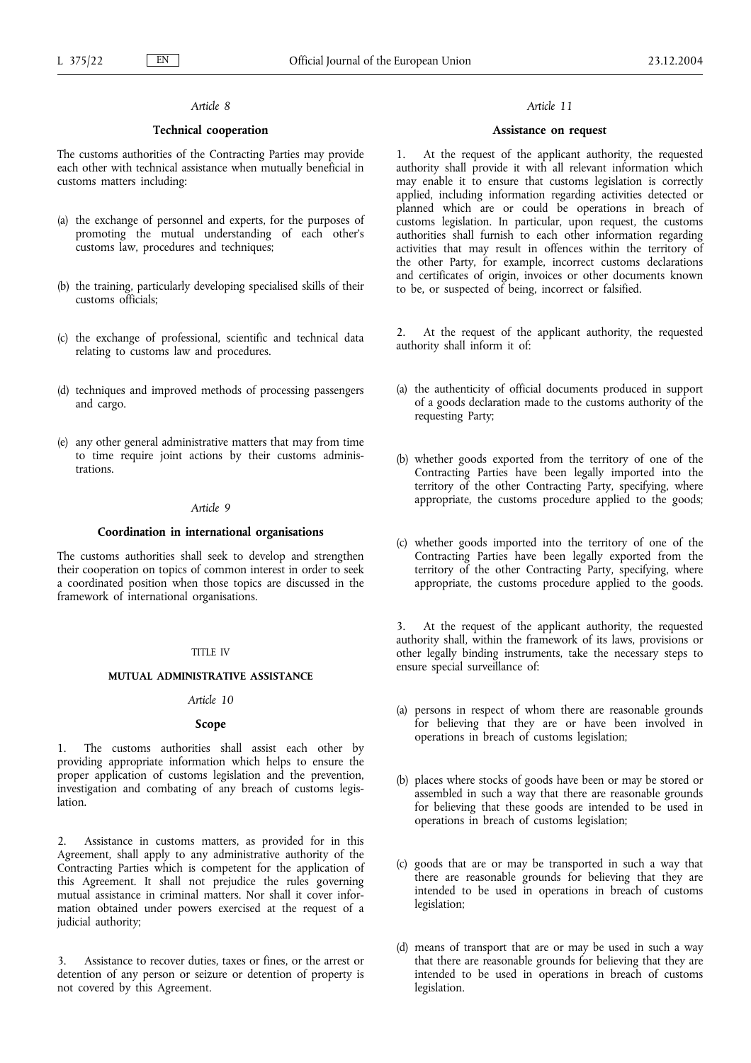*Article 8*

**Technical cooperation**

The customs authorities of the Contracting Parties may provide each other with technical assistance when mutually beneficial in customs matters including:

(a) the exchange of personnel and experts, for the purposes of promoting the mutual understanding of each other's customs law, procedures and techniques;

(b) the training, particularly developing specialised skills of their customs officials;

(c) the exchange of professional, scientific and technical data relating to customs law and procedures.

(d) techniques and improved methods of processing passengers and cargo.

(e) any other general administrative matters that may from time to time require joint actions by their customs administrations.

*Article 9*

**Coordination in international organisations**

The customs authorities shall seek to develop and strengthen their cooperation on topics of common interest in order to seek a coordinated position when those topics are discussed in the framework of international organisations.

TITLE IV

**MUTUAL ADMINISTRATIVE ASSISTANCE**

*Article 10*

**Scope**

1. The customs authorities shall assist each other by providing appropriate information which helps to ensure the proper application of customs legislation and the prevention, investigation and combating of any breach of customs legislation.

2. Assistance in customs matters, as provided for in this Agreement, shall apply to any administrative authority of the Contracting Parties which is competent for the application of this Agreement. It shall not prejudice the rules governing mutual assistance in criminal matters. Nor shall it cover information obtained under powers exercised at the request of a judicial authority;

3. Assistance to recover duties, taxes or fines, or the arrest or detention of any person or seizure or detention of property is not covered by this Agreement.

*Article 11*

**Assistance on request**

1. At the request of the applicant authority, the requested authority shall provide it with all relevant information which may enable it to ensure that customs legislation is correctly applied, including information regarding activities detected or planned which are or could be operations in breach of customs legislation. In particular, upon request, the customs authorities shall furnish to each other information regarding activities that may result in offences within the territory of the other Party, for example, incorrect customs declarations and certificates of origin, invoices or other documents known to be, or suspected of being, incorrect or falsified.

2. At the request of the applicant authority, the requested authority shall inform it of:

(a) the authenticity of official documents produced in support of a goods declaration made to the customs authority of the requesting Party;

(b) whether goods exported from the territory of one of the Contracting Parties have been legally imported into the territory of the other Contracting Party, specifying, where appropriate, the customs procedure applied to the goods;

(c) whether goods imported into the territory of one of the Contracting Parties have been legally exported from the territory of the other Contracting Party, specifying, where appropriate, the customs procedure applied to the goods.

3. At the request of the applicant authority, the requested authority shall, within the framework of its laws, provisions or other legally binding instruments, take the necessary steps to ensure special surveillance of:

(a) persons in respect of whom there are reasonable grounds for believing that they are or have been involved in operations in breach of customs legislation;

(b) places where stocks of goods have been or may be stored or assembled in such a way that there are reasonable grounds for believing that these goods are intended to be used in operations in breach of customs legislation;

(c) goods that are or may be transported in such a way that there are reasonable grounds for believing that they are intended to be used in operations in breach of customs legislation;

(d) means of transport that are or may be used in such a way that there are reasonable grounds for believing that they are intended to be used in operations in breach of customs legislation.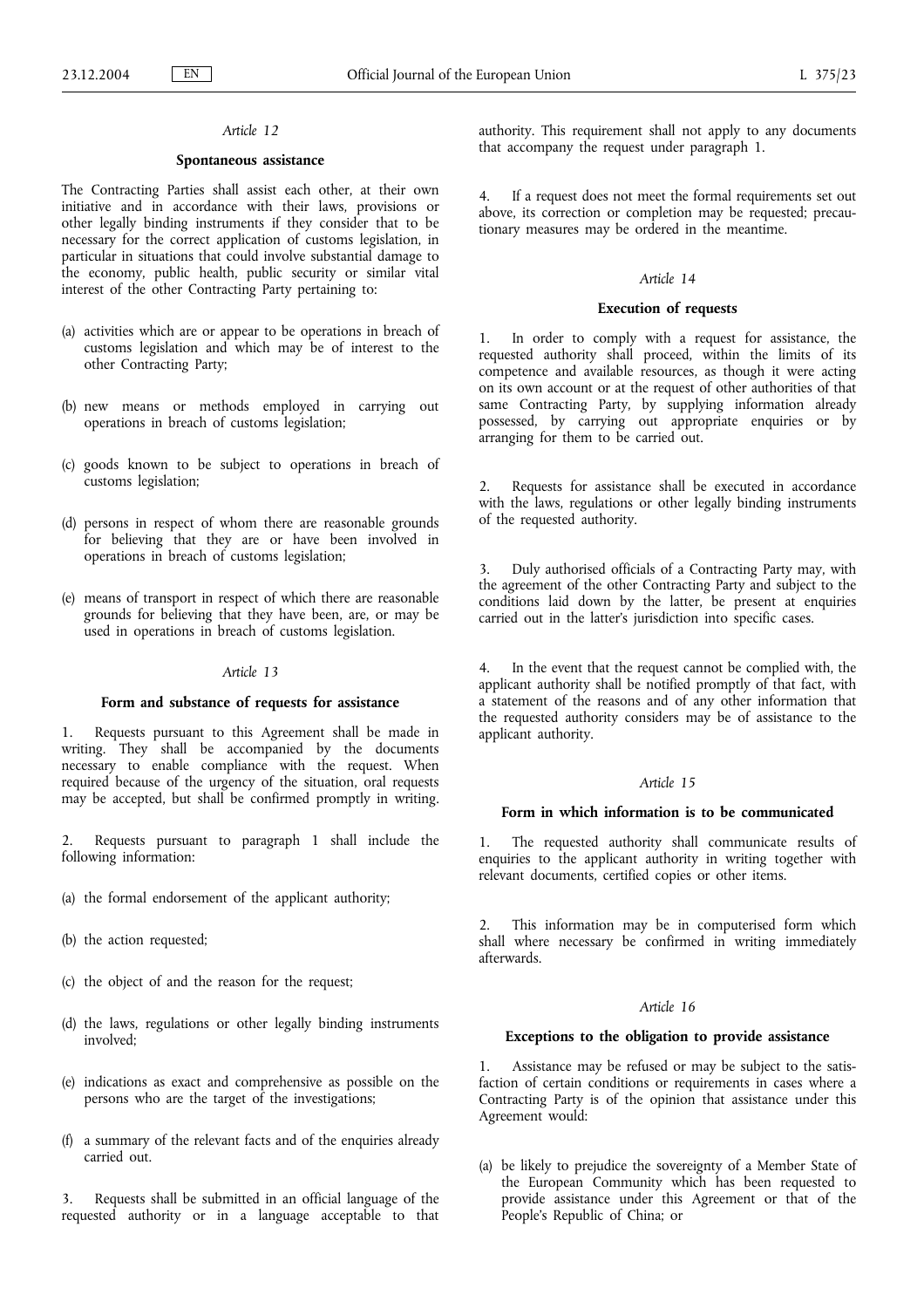*Article 12*

**Spontaneous assistance**

The Contracting Parties shall assist each other, at their own initiative and in accordance with their laws, provisions or other legally binding instruments if they consider that to be necessary for the correct application of customs legislation, in particular in situations that could involve substantial damage to the economy, public health, public security or similar vital interest of the other Contracting Party pertaining to:

(a) activities which are or appear to be operations in breach of customs legislation and which may be of interest to the other Contracting Party;

(b) new means or methods employed in carrying out operations in breach of customs legislation;

(c) goods known to be subject to operations in breach of customs legislation;

(d) persons in respect of whom there are reasonable grounds for believing that they are or have been involved in operations in breach of customs legislation;

(e) means of transport in respect of which there are reasonable grounds for believing that they have been, are, or may be used in operations in breach of customs legislation.

*Article 13*

**Form and substance of requests for assistance**

1. Requests pursuant to this Agreement shall be made in writing. They shall be accompanied by the documents necessary to enable compliance with the request. When required because of the urgency of the situation, oral requests may be accepted, but shall be confirmed promptly in writing.

2. Requests pursuant to paragraph 1 shall include the following information:

(a) the formal endorsement of the applicant authority;

(b) the action requested;

(c) the object of and the reason for the request;

(d) the laws, regulations or other legally binding instruments involved;

(e) indications as exact and comprehensive as possible on the persons who are the target of the investigations;

(f) a summary of the relevant facts and of the enquiries already carried out.

3. Requests shall be submitted in an official language of the requested authority or in a language acceptable to that authority. This requirement shall not apply to any documents that accompany the request under paragraph 1.

4. If a request does not meet the formal requirements set out above, its correction or completion may be requested; precautionary measures may be ordered in the meantime.

*Article 14*

**Execution of requests**

1. In order to comply with a request for assistance, the requested authority shall proceed, within the limits of its competence and available resources, as though it were acting on its own account or at the request of other authorities of that same Contracting Party, by supplying information already possessed, by carrying out appropriate enquiries or by arranging for them to be carried out.

2. Requests for assistance shall be executed in accordance with the laws, regulations or other legally binding instruments of the requested authority.

3. Duly authorised officials of a Contracting Party may, with the agreement of the other Contracting Party and subject to the conditions laid down by the latter, be present at enquiries carried out in the latter's jurisdiction into specific cases.

4. In the event that the request cannot be complied with, the applicant authority shall be notified promptly of that fact, with a statement of the reasons and of any other information that the requested authority considers may be of assistance to the applicant authority.

*Article 15*

**Form in which information is to be communicated**

1. The requested authority shall communicate results of enquiries to the applicant authority in writing together with relevant documents, certified copies or other items.

2. This information may be in computerised form which shall where necessary be confirmed in writing immediately afterwards.

*Article 16*

**Exceptions to the obligation to provide assistance**

1. Assistance may be refused or may be subject to the satisfaction of certain conditions or requirements in cases where a Contracting Party is of the opinion that assistance under this Agreement would:

(a) be likely to prejudice the sovereignty of a Member State of the European Community which has been requested to provide assistance under this Agreement or that of the People's Republic of China; or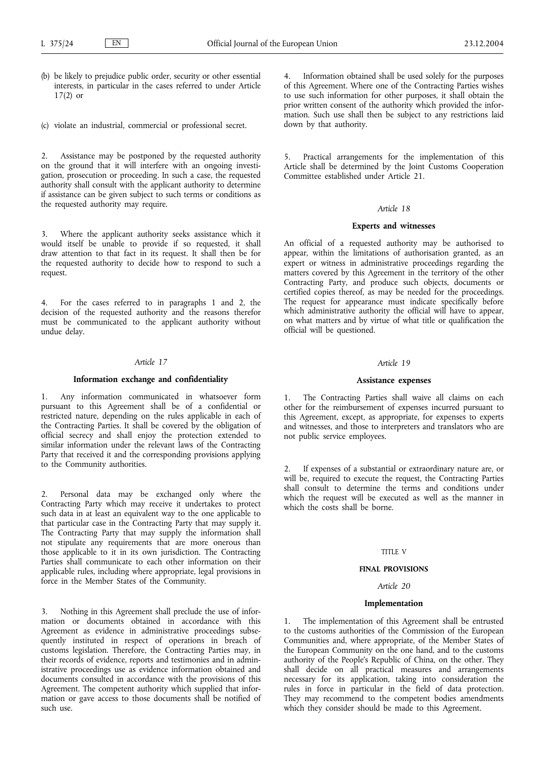(b) be likely to prejudice public order, security or other essential interests, in particular in the cases referred to under Article 17(2) or

(c) violate an industrial, commercial or professional secret.

2. Assistance may be postponed by the requested authority on the ground that it will interfere with an ongoing investigation, prosecution or proceeding. In such a case, the requested authority shall consult with the applicant authority to determine if assistance can be given subject to such terms or conditions as the requested authority may require.

3. Where the applicant authority seeks assistance which it would itself be unable to provide if so requested, it shall draw attention to that fact in its request. It shall then be for the requested authority to decide how to respond to such a request.

4. For the cases referred to in paragraphs 1 and 2, the decision of the requested authority and the reasons therefor must be communicated to the applicant authority without undue delay.

*Article 17*

**Information exchange and confidentiality**

1. Any information communicated in whatsoever form pursuant to this Agreement shall be of a confidential or restricted nature, depending on the rules applicable in each of the Contracting Parties. It shall be covered by the obligation of official secrecy and shall enjoy the protection extended to similar information under the relevant laws of the Contracting Party that received it and the corresponding provisions applying to the Community authorities.

2. Personal data may be exchanged only where the Contracting Party which may receive it undertakes to protect such data in at least an equivalent way to the one applicable to that particular case in the Contracting Party that may supply it. The Contracting Party that may supply the information shall not stipulate any requirements that are more onerous than those applicable to it in its own jurisdiction. The Contracting Parties shall communicate to each other information on their applicable rules, including where appropriate, legal provisions in force in the Member States of the Community.

3. Nothing in this Agreement shall preclude the use of information or documents obtained in accordance with this Agreement as evidence in administrative proceedings subsequently instituted in respect of operations in breach of customs legislation. Therefore, the Contracting Parties may, in their records of evidence, reports and testimonies and in administrative proceedings use as evidence information obtained and documents consulted in accordance with the provisions of this Agreement. The competent authority which supplied that information or gave access to those documents shall be notified of such use.

4. Information obtained shall be used solely for the purposes of this Agreement. Where one of the Contracting Parties wishes to use such information for other purposes, it shall obtain the prior written consent of the authority which provided the information. Such use shall then be subject to any restrictions laid down by that authority.

5. Practical arrangements for the implementation of this Article shall be determined by the Joint Customs Cooperation Committee established under Article 21.

*Article 18*

**Experts and witnesses**

An official of a requested authority may be authorised to appear, within the limitations of authorisation granted, as an expert or witness in administrative proceedings regarding the matters covered by this Agreement in the territory of the other Contracting Party, and produce such objects, documents or certified copies thereof, as may be needed for the proceedings. The request for appearance must indicate specifically before which administrative authority the official will have to appear, on what matters and by virtue of what title or qualification the official will be questioned.

*Article 19*

**Assistance expenses**

1. The Contracting Parties shall waive all claims on each other for the reimbursement of expenses incurred pursuant to this Agreement, except, as appropriate, for expenses to experts and witnesses, and those to interpreters and translators who are not public service employees.

2. If expenses of a substantial or extraordinary nature are, or will be, required to execute the request, the Contracting Parties shall consult to determine the terms and conditions under which the request will be executed as well as the manner in which the costs shall be borne.

TITLE V

**FINAL PROVISIONS**

*Article 20*

**Implementation**

1. The implementation of this Agreement shall be entrusted to the customs authorities of the Commission of the European Communities and, where appropriate, of the Member States of the European Community on the one hand, and to the customs authority of the People's Republic of China, on the other. They shall decide on all practical measures and arrangements necessary for its application, taking into consideration the rules in force in particular in the field of data protection. They may recommend to the competent bodies amendments which they consider should be made to this Agreement.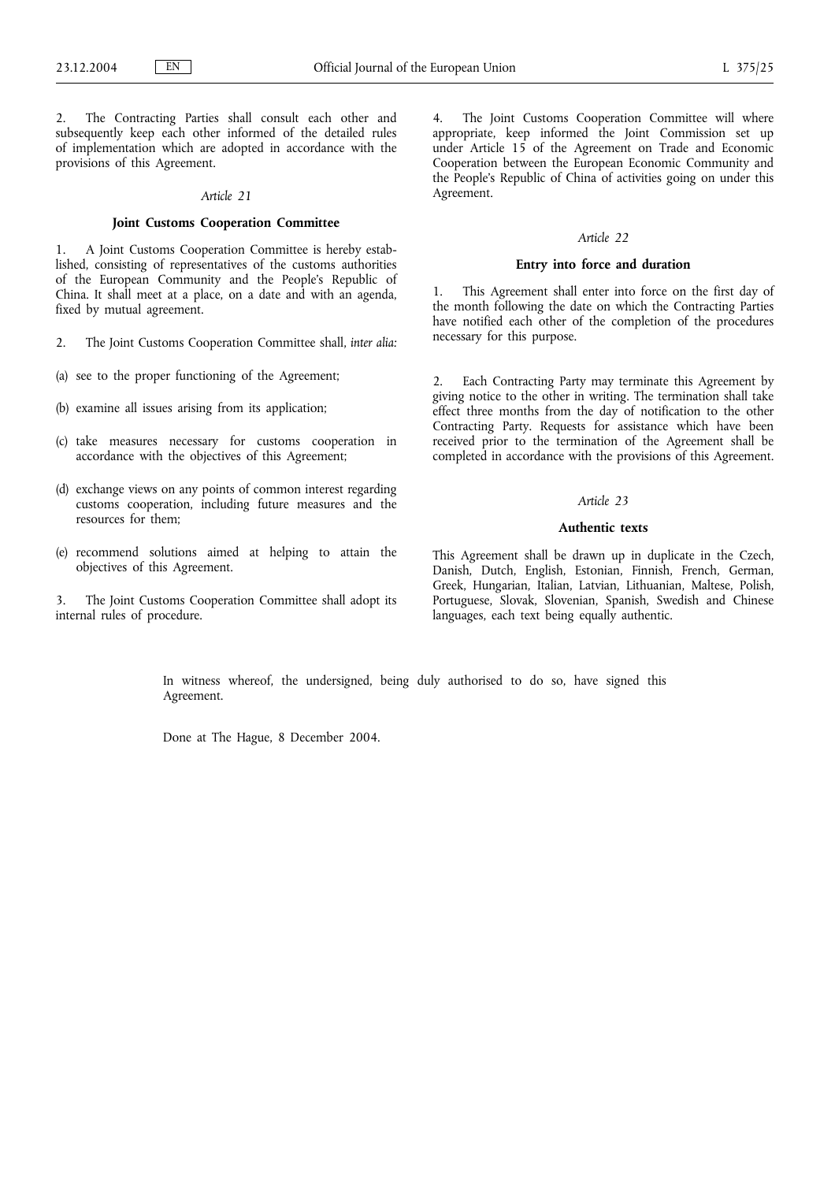2. The Contracting Parties shall consult each other and subsequently keep each other informed of the detailed rules of implementation which are adopted in accordance with the provisions of this Agreement.

*Article 21*

**Joint Customs Cooperation Committee**

1. A Joint Customs Cooperation Committee is hereby established, consisting of representatives of the customs authorities of the European Community and the People's Republic of China. It shall meet at a place, on a date and with an agenda, fixed by mutual agreement.

2. The Joint Customs Cooperation Committee shall, *inter alia:*

(a) see to the proper functioning of the Agreement;

(b) examine all issues arising from its application;

(c) take measures necessary for customs cooperation in accordance with the objectives of this Agreement;

(d) exchange views on any points of common interest regarding customs cooperation, including future measures and the resources for them;

(e) recommend solutions aimed at helping to attain the objectives of this Agreement.

3. The Joint Customs Cooperation Committee shall adopt its internal rules of procedure.

4. The Joint Customs Cooperation Committee will where appropriate, keep informed the Joint Commission set up under Article 15 of the Agreement on Trade and Economic Cooperation between the European Economic Community and the People's Republic of China of activities going on under this Agreement.

*Article 22*

**Entry into force and duration**

1. This Agreement shall enter into force on the first day of the month following the date on which the Contracting Parties have notified each other of the completion of the procedures necessary for this purpose.

2. Each Contracting Party may terminate this Agreement by giving notice to the other in writing. The termination shall take effect three months from the day of notification to the other Contracting Party. Requests for assistance which have been received prior to the termination of the Agreement shall be completed in accordance with the provisions of this Agreement.

*Article 23*

**Authentic texts**

This Agreement shall be drawn up in duplicate in the Czech, Danish, Dutch, English, Estonian, Finnish, French, German, Greek, Hungarian, Italian, Latvian, Lithuanian, Maltese, Polish, Portuguese, Slovak, Slovenian, Spanish, Swedish and Chinese languages, each text being equally authentic.

In witness whereof, the undersigned, being duly authorised to do so, have signed this Agreement.

Done at The Hague, 8 December 2004.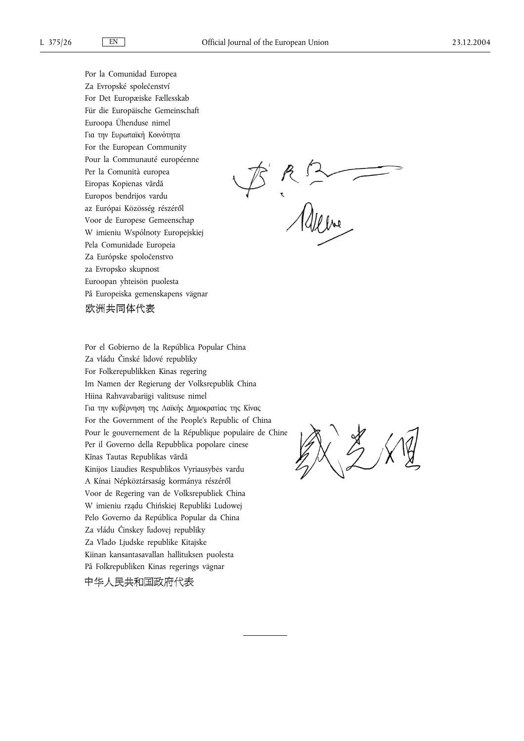Por la Comunidad Europea
Za Evropské společenství
For Det Europæiske Fællesskab
Für die Europäische Gemeinschaft
Euroopa Ühenduse nimel
Για την Ευρωπαϊκή Κοινότητα
For the European Community
Pour la Communauté européenne
Per la Comunità europea
Eiropas Kopienas vārdā
Europos bendrijos vardu
az Európai Közösség részéről
Voor de Europese Gemeenschap
W imieniu Wspólnoty Europejskiej
Pela Comunidade Europeia
Za Európske spoločenstvo
za Evropsko skupnost
Euroopan yhteisön puolesta
På Europeiska gemenskapens vägnar
欧洲共同体代表

Por el Gobierno de la República Popular China
Za vládu Čínské lidové republiky
For Folkerepublikken Kinas regering
Im Namen der Regierung der Volksrepublik China
Hiina Rahvavabariigi valitsuse nimel
Για την κυβέρνηση της Λαϊκής Δημοκρατίας της Κίνας
For the Government of the People's Republic of China
Pour le gouvernement de la République populaire de Chine
Per il Governo della Repubblica popolare cinese
Ķīnas Tautas Republikas vārdā
Kinijos Liaudies Respublikos Vyriausybės vardu
A Kínai Népköztársaság kormánya részéről
Voor de Regering van de Volksrepubliek China
W imieniu rządu Chińskiej Republiki Ludowej
Pelo Governo da República Popular da China
Za vládu Čínskey ľudovej republiky
Za Vlado Ljudske republike Kitajske
Kiinan kansantasavallan hallituksen puolesta
På Folkrepubliken Kinas regerings vägnar
中华人民共和国政府代表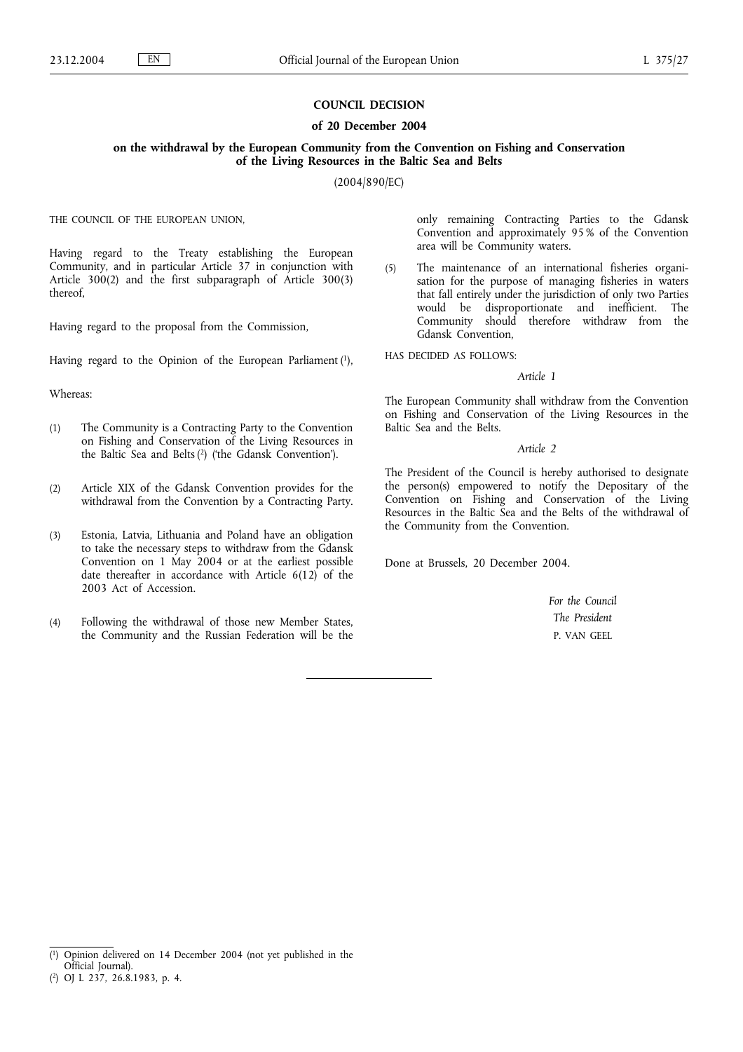# COUNCIL DECISION

## of 20 December 2004

### on the withdrawal by the European Community from the Convention on Fishing and Conservation of the Living Resources in the Baltic Sea and Belts

(2004/890/EC)

THE COUNCIL OF THE EUROPEAN UNION,

Having regard to the Treaty establishing the European Community, and in particular Article 37 in conjunction with Article 300(2) and the first subparagraph of Article 300(3) thereof,

Having regard to the proposal from the Commission,

Having regard to the Opinion of the European Parliament [1],

Whereas:

(1) The Community is a Contracting Party to the Convention on Fishing and Conservation of the Living Resources in the Baltic Sea and Belts [2] ('the Gdansk Convention').

(2) Article XIX of the Gdansk Convention provides for the withdrawal from the Convention by a Contracting Party.

(3) Estonia, Latvia, Lithuania and Poland have an obligation to take the necessary steps to withdraw from the Gdansk Convention on 1 May 2004 or at the earliest possible date thereafter in accordance with Article 6(12) of the 2003 Act of Accession.

(4) Following the withdrawal of those new Member States, the Community and the Russian Federation will be the only remaining Contracting Parties to the Gdansk Convention and approximately 95 % of the Convention area will be Community waters.

(5) The maintenance of an international fisheries organisation for the purpose of managing fisheries in waters that fall entirely under the jurisdiction of only two Parties would be disproportionate and inefficient. The Community should therefore withdraw from the Gdansk Convention,

HAS DECIDED AS FOLLOWS:

*Article 1*

The European Community shall withdraw from the Convention on Fishing and Conservation of the Living Resources in the Baltic Sea and the Belts.

*Article 2*

The President of the Council is hereby authorised to designate the person(s) empowered to notify the Depositary of the Convention on Fishing and Conservation of the Living Resources in the Baltic Sea and the Belts of the withdrawal of the Community from the Convention.

Done at Brussels, 20 December 2004.

*For the Council*

*The President*

P. VAN GEEL

---

[1] Opinion delivered on 14 December 2004 (not yet published in the Official Journal).

[2] OJ L 237, 26.8.1983, p. 4.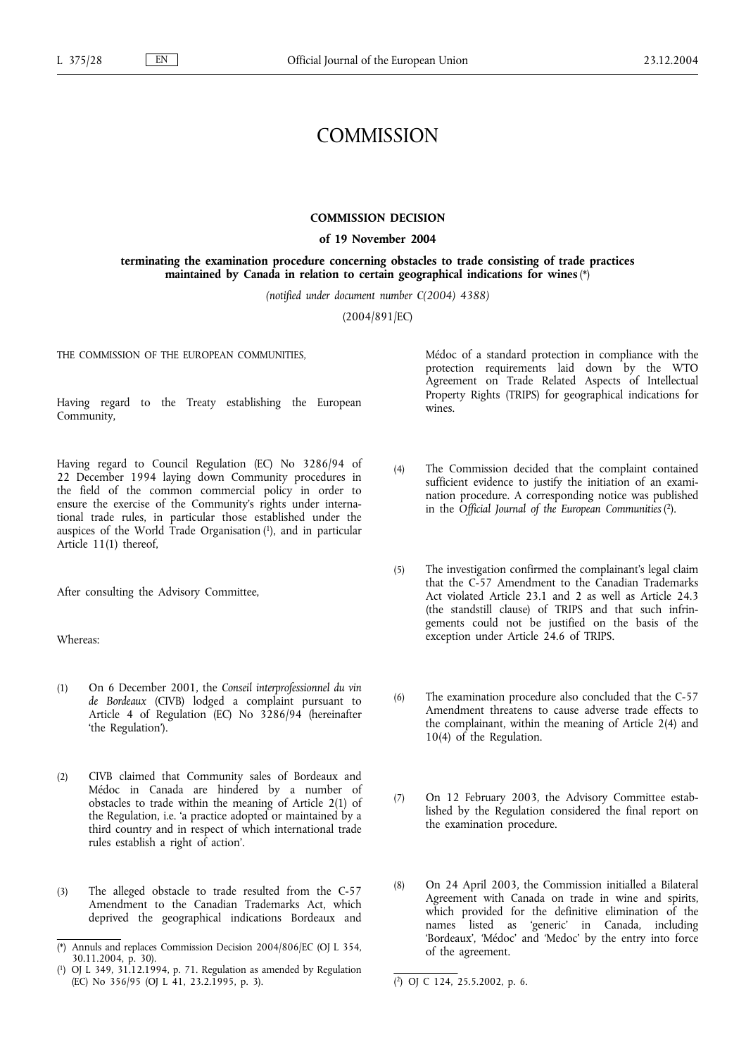# COMMISSION

## COMMISSION DECISION

### of 19 November 2004

### terminating the examination procedure concerning obstacles to trade consisting of trade practices maintained by Canada in relation to certain geographical indications for wines (*)

*(notified under document number C(2004) 4388)*

(2004/891/EC)

THE COMMISSION OF THE EUROPEAN COMMUNITIES,

Having regard to the Treaty establishing the European Community,

Having regard to Council Regulation (EC) No 3286/94 of 22 December 1994 laying down Community procedures in the field of the common commercial policy in order to ensure the exercise of the Community's rights under international trade rules, in particular those established under the auspices of the World Trade Organisation [1], and in particular Article 11(1) thereof,

After consulting the Advisory Committee,

Whereas:

(1) On 6 December 2001, the *Conseil interprofessionnel du vin de Bordeaux* (CIVB) lodged a complaint pursuant to Article 4 of Regulation (EC) No 3286/94 (hereinafter 'the Regulation').

(2) CIVB claimed that Community sales of Bordeaux and Médoc in Canada are hindered by a number of obstacles to trade within the meaning of Article 2(1) of the Regulation, i.e. 'a practice adopted or maintained by a third country and in respect of which international trade rules establish a right of action'.

(3) The alleged obstacle to trade resulted from the C-57 Amendment to the Canadian Trademarks Act, which deprived the geographical indications Bordeaux and Médoc of a standard protection in compliance with the protection requirements laid down by the WTO Agreement on Trade Related Aspects of Intellectual Property Rights (TRIPS) for geographical indications for wines.

(4) The Commission decided that the complaint contained sufficient evidence to justify the initiation of an examination procedure. A corresponding notice was published in the *Official Journal of the European Communities* [2].

(5) The investigation confirmed the complainant's legal claim that the C-57 Amendment to the Canadian Trademarks Act violated Article 23.1 and 2 as well as Article 24.3 (the standstill clause) of TRIPS and that such infringements could not be justified on the basis of the exception under Article 24.6 of TRIPS.

(6) The examination procedure also concluded that the C-57 Amendment threatens to cause adverse trade effects to the complainant, within the meaning of Article 2(4) and 10(4) of the Regulation.

(7) On 12 February 2003, the Advisory Committee established by the Regulation considered the final report on the examination procedure.

(8) On 24 April 2003, the Commission initialled a Bilateral Agreement with Canada on trade in wine and spirits, which provided for the definitive elimination of the names listed as 'generic' in Canada, including 'Bordeaux', 'Médoc' and 'Medoc' by the entry into force of the agreement.

---

(*) Annuls and replaces Commission Decision 2004/806/EC (OJ L 354, 30.11.2004, p. 30).

[1] OJ L 349, 31.12.1994, p. 71. Regulation as amended by Regulation (EC) No 356/95 (OJ L 41, 23.2.1995, p. 3).

[2] OJ C 124, 25.5.2002, p. 6.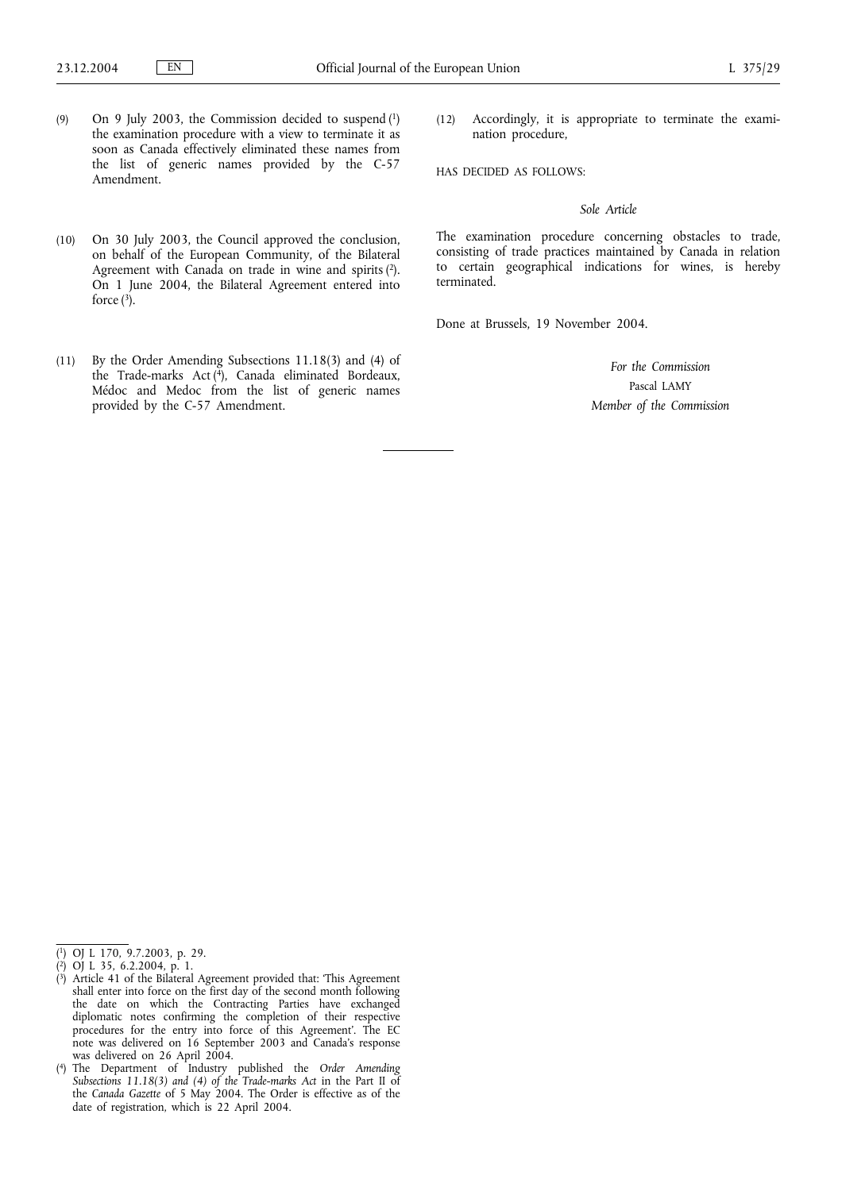(9) On 9 July 2003, the Commission decided to suspend [1] the examination procedure with a view to terminate it as soon as Canada effectively eliminated these names from the list of generic names provided by the C-57 Amendment.

(10) On 30 July 2003, the Council approved the conclusion, on behalf of the European Community, of the Bilateral Agreement with Canada on trade in wine and spirits [2]. On 1 June 2004, the Bilateral Agreement entered into force [3].

(11) By the Order Amending Subsections 11.18(3) and (4) of the Trade-marks Act [4], Canada eliminated Bordeaux, Médoc and Medoc from the list of generic names provided by the C-57 Amendment.

(12) Accordingly, it is appropriate to terminate the examination procedure,

HAS DECIDED AS FOLLOWS:

*Sole Article*

The examination procedure concerning obstacles to trade, consisting of trade practices maintained by Canada in relation to certain geographical indications for wines, is hereby terminated.

Done at Brussels, 19 November 2004.

*For the Commission*

Pascal LAMY

*Member of the Commission*

---

[1] OJ L 170, 9.7.2003, p. 29.

[2] OJ L 35, 6.2.2004, p. 1.

[3] Article 41 of the Bilateral Agreement provided that: 'This Agreement shall enter into force on the first day of the second month following the date on which the Contracting Parties have exchanged diplomatic notes confirming the completion of their respective procedures for the entry into force of this Agreement'. The EC note was delivered on 16 September 2003 and Canada's response was delivered on 26 April 2004.

[4] The Department of Industry published the *Order Amending Subsections 11.18(3) and (4) of the Trade-marks Act* in the Part II of the *Canada Gazette* of 5 May 2004. The Order is effective as of the date of registration, which is 22 April 2004.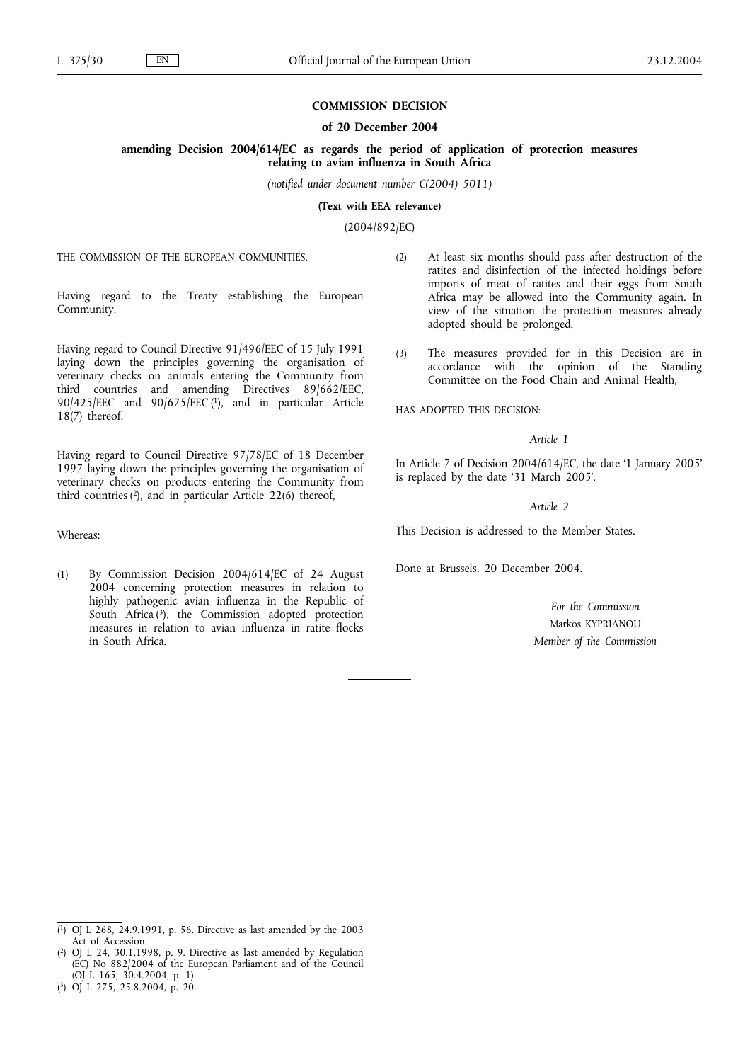**COMMISSION DECISION**

**of 20 December 2004**

**amending Decision 2004/614/EC as regards the period of application of protection measures relating to avian influenza in South Africa**

*(notified under document number C(2004) 5011)*

**(Text with EEA relevance)**

(2004/892/EC)

THE COMMISSION OF THE EUROPEAN COMMUNITIES,

Having regard to the Treaty establishing the European Community,

Having regard to Council Directive 91/496/EEC of 15 July 1991 laying down the principles governing the organisation of veterinary checks on animals entering the Community from third countries and amending Directives 89/662/EEC, 90/425/EEC and 90/675/EEC [1], and in particular Article 18(7) thereof,

Having regard to Council Directive 97/78/EC of 18 December 1997 laying down the principles governing the organisation of veterinary checks on products entering the Community from third countries [2], and in particular Article 22(6) thereof,

Whereas:

(1) By Commission Decision 2004/614/EC of 24 August 2004 concerning protection measures in relation to highly pathogenic avian influenza in the Republic of South Africa [3], the Commission adopted protection measures in relation to avian influenza in ratite flocks in South Africa.

(2) At least six months should pass after destruction of the ratites and disinfection of the infected holdings before imports of meat of ratites and their eggs from South Africa may be allowed into the Community again. In view of the situation the protection measures already adopted should be prolonged.

(3) The measures provided for in this Decision are in accordance with the opinion of the Standing Committee on the Food Chain and Animal Health,

HAS ADOPTED THIS DECISION:

*Article 1*

In Article 7 of Decision 2004/614/EC, the date '1 January 2005' is replaced by the date '31 March 2005'.

*Article 2*

This Decision is addressed to the Member States.

Done at Brussels, 20 December 2004.

*For the Commission*

Markos KYPRIANOU

*Member of the Commission*

---

[1] OJ L 268, 24.9.1991, p. 56. Directive as last amended by the 2003 Act of Accession.

[2] OJ L 24, 30.1.1998, p. 9. Directive as last amended by Regulation (EC) No 882/2004 of the European Parliament and of the Council (OJ L 165, 30.4.2004, p. 1).

[3] OJ L 275, 25.8.2004, p. 20.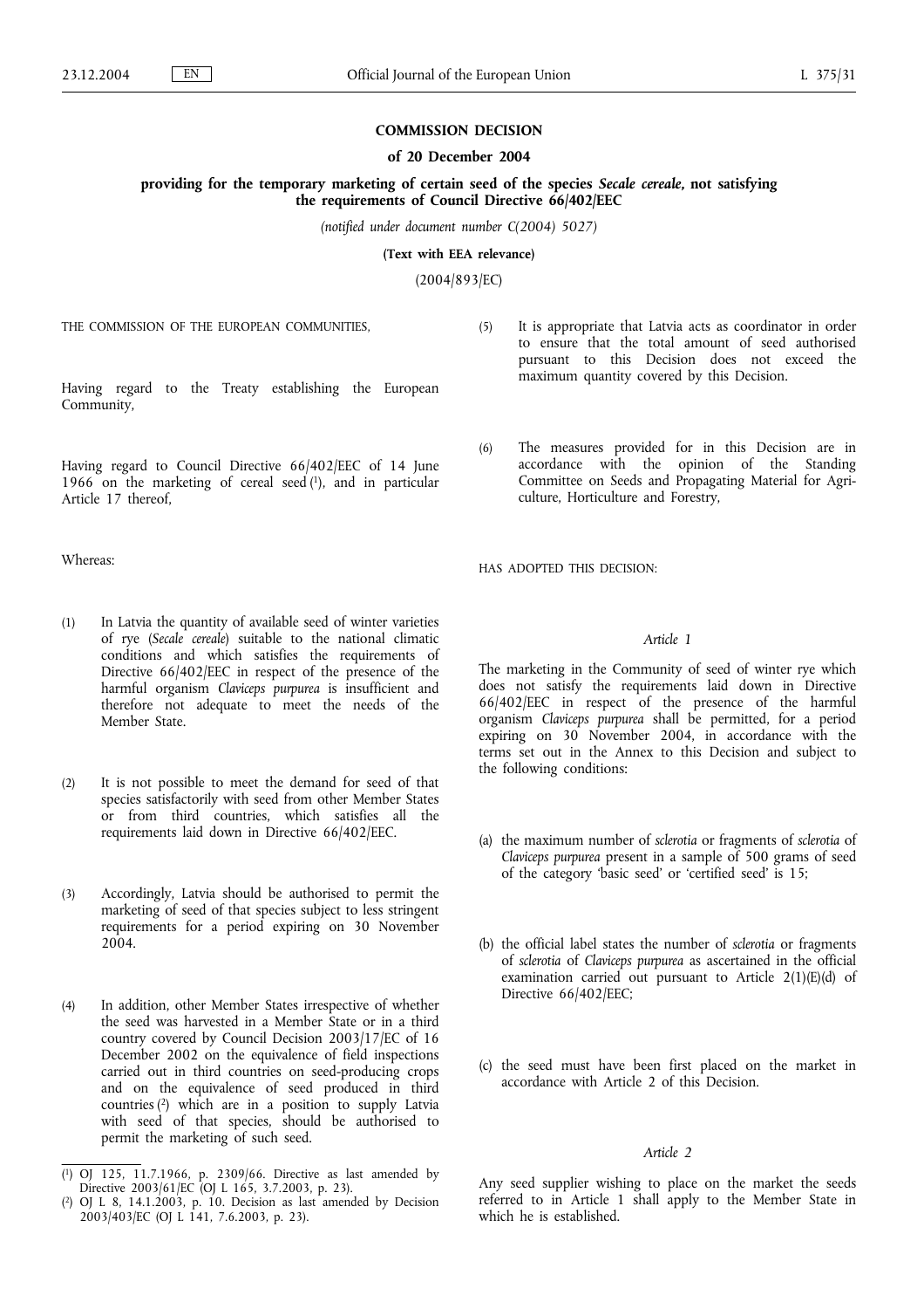**COMMISSION DECISION**

**of 20 December 2004**

**providing for the temporary marketing of certain seed of the species *Secale cereale*, not satisfying the requirements of Council Directive 66/402/EEC**

*(notified under document number C(2004) 5027)*

**(Text with EEA relevance)**

(2004/893/EC)

THE COMMISSION OF THE EUROPEAN COMMUNITIES,

Having regard to the Treaty establishing the European Community,

Having regard to Council Directive 66/402/EEC of 14 June 1966 on the marketing of cereal seed [1], and in particular Article 17 thereof,

Whereas:

(1) In Latvia the quantity of available seed of winter varieties of rye (*Secale cereale*) suitable to the national climatic conditions and which satisfies the requirements of Directive 66/402/EEC in respect of the presence of the harmful organism *Claviceps purpurea* is insufficient and therefore not adequate to meet the needs of the Member State.

(2) It is not possible to meet the demand for seed of that species satisfactorily with seed from other Member States or from third countries, which satisfies all the requirements laid down in Directive 66/402/EEC.

(3) Accordingly, Latvia should be authorised to permit the marketing of seed of that species subject to less stringent requirements for a period expiring on 30 November 2004.

(4) In addition, other Member States irrespective of whether the seed was harvested in a Member State or in a third country covered by Council Decision 2003/17/EC of 16 December 2002 on the equivalence of field inspections carried out in third countries on seed-producing crops and on the equivalence of seed produced in third countries [2] which are in a position to supply Latvia with seed of that species, should be authorised to permit the marketing of such seed.

(5) It is appropriate that Latvia acts as coordinator in order to ensure that the total amount of seed authorised pursuant to this Decision does not exceed the maximum quantity covered by this Decision.

(6) The measures provided for in this Decision are in accordance with the opinion of the Standing Committee on Seeds and Propagating Material for Agriculture, Horticulture and Forestry,

HAS ADOPTED THIS DECISION:

*Article 1*

The marketing in the Community of seed of winter rye which does not satisfy the requirements laid down in Directive 66/402/EEC in respect of the presence of the harmful organism *Claviceps purpurea* shall be permitted, for a period expiring on 30 November 2004, in accordance with the terms set out in the Annex to this Decision and subject to the following conditions:

(a) the maximum number of *sclerotia* or fragments of *sclerotia* of *Claviceps purpurea* present in a sample of 500 grams of seed of the category 'basic seed' or 'certified seed' is 15;

(b) the official label states the number of *sclerotia* or fragments of *sclerotia* of *Claviceps purpurea* as ascertained in the official examination carried out pursuant to Article 2(1)(E)(d) of Directive 66/402/EEC;

(c) the seed must have been first placed on the market in accordance with Article 2 of this Decision.

*Article 2*

Any seed supplier wishing to place on the market the seeds referred to in Article 1 shall apply to the Member State in which he is established.

---

[1] OJ 125, 11.7.1966, p. 2309/66. Directive as last amended by Directive 2003/61/EC (OJ L 165, 3.7.2003, p. 23).

[2] OJ L 8, 14.1.2003, p. 10. Decision as last amended by Decision 2003/403/EC (OJ L 141, 7.6.2003, p. 23).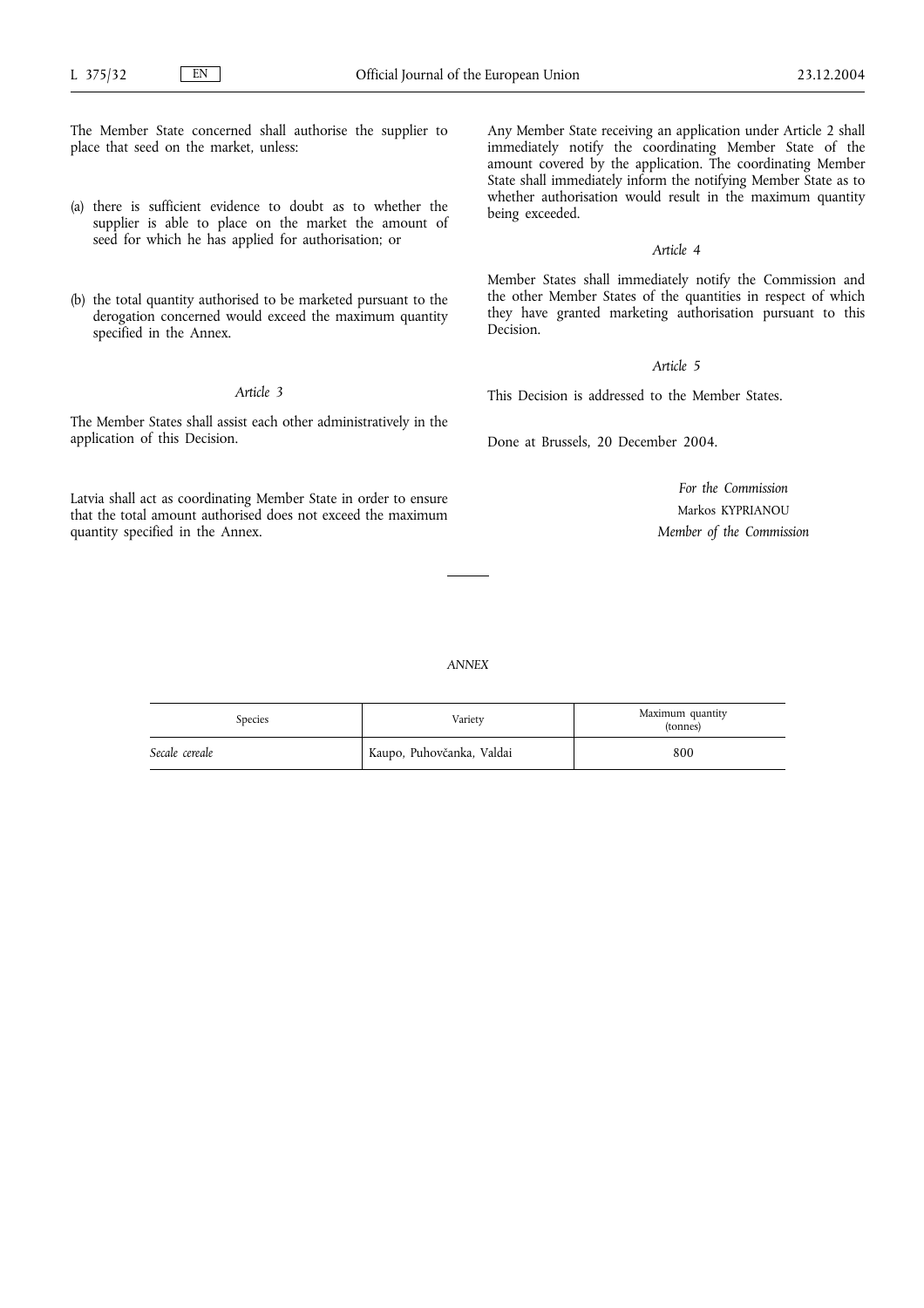The Member State concerned shall authorise the supplier to place that seed on the market, unless:

(a) there is sufficient evidence to doubt as to whether the supplier is able to place on the market the amount of seed for which he has applied for authorisation; or

(b) the total quantity authorised to be marketed pursuant to the derogation concerned would exceed the maximum quantity specified in the Annex.

*Article 3*

The Member States shall assist each other administratively in the application of this Decision.

Latvia shall act as coordinating Member State in order to ensure that the total amount authorised does not exceed the maximum quantity specified in the Annex.

Any Member State receiving an application under Article 2 shall immediately notify the coordinating Member State of the amount covered by the application. The coordinating Member State shall immediately inform the notifying Member State as to whether authorisation would result in the maximum quantity being exceeded.

*Article 4*

Member States shall immediately notify the Commission and the other Member States of the quantities in respect of which they have granted marketing authorisation pursuant to this Decision.

*Article 5*

This Decision is addressed to the Member States.

Done at Brussels, 20 December 2004.

*For the Commission*

Markos KYPRIANOU

*Member of the Commission*

*ANNEX*

| Species | Variety | Maximum quantity (tonnes) |
| --- | --- | --- |
| *Secale cereale* | Kaupo, Puhovčanka, Valdai | 800 |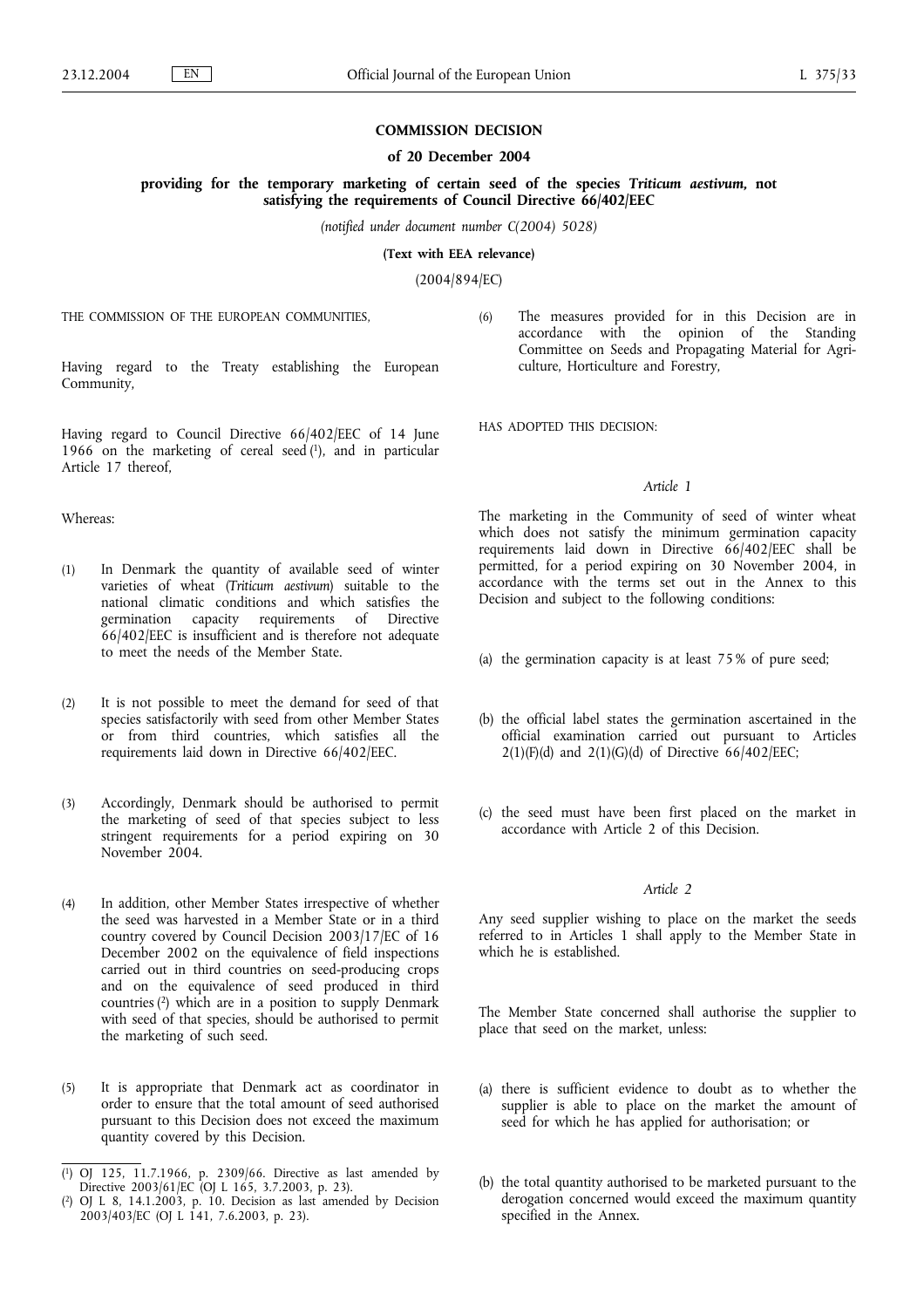# COMMISSION DECISION

## of 20 December 2004

### providing for the temporary marketing of certain seed of the species *Triticum aestivum*, not satisfying the requirements of Council Directive 66/402/EEC

*(notified under document number C(2004) 5028)*

**(Text with EEA relevance)**

(2004/894/EC)

THE COMMISSION OF THE EUROPEAN COMMUNITIES,

Having regard to the Treaty establishing the European Community,

Having regard to Council Directive 66/402/EEC of 14 June 1966 on the marketing of cereal seed [1], and in particular Article 17 thereof,

Whereas:

(1) In Denmark the quantity of available seed of winter varieties of wheat (*Triticum aestivum*) suitable to the national climatic conditions and which satisfies the germination capacity requirements of Directive 66/402/EEC is insufficient and is therefore not adequate to meet the needs of the Member State.

(2) It is not possible to meet the demand for seed of that species satisfactorily with seed from other Member States or from third countries, which satisfies all the requirements laid down in Directive 66/402/EEC.

(3) Accordingly, Denmark should be authorised to permit the marketing of seed of that species subject to less stringent requirements for a period expiring on 30 November 2004.

(4) In addition, other Member States irrespective of whether the seed was harvested in a Member State or in a third country covered by Council Decision 2003/17/EC of 16 December 2002 on the equivalence of field inspections carried out in third countries on seed-producing crops and on the equivalence of seed produced in third countries [2] which are in a position to supply Denmark with seed of that species, should be authorised to permit the marketing of such seed.

(5) It is appropriate that Denmark act as coordinator in order to ensure that the total amount of seed authorised pursuant to this Decision does not exceed the maximum quantity covered by this Decision.

(6) The measures provided for in this Decision are in accordance with the opinion of the Standing Committee on Seeds and Propagating Material for Agriculture, Horticulture and Forestry,

HAS ADOPTED THIS DECISION:

*Article 1*

The marketing in the Community of seed of winter wheat which does not satisfy the minimum germination capacity requirements laid down in Directive 66/402/EEC shall be permitted, for a period expiring on 30 November 2004, in accordance with the terms set out in the Annex to this Decision and subject to the following conditions:

(a) the germination capacity is at least 75 % of pure seed;

(b) the official label states the germination ascertained in the official examination carried out pursuant to Articles 2(1)(F)(d) and 2(1)(G)(d) of Directive 66/402/EEC;

(c) the seed must have been first placed on the market in accordance with Article 2 of this Decision.

*Article 2*

Any seed supplier wishing to place on the market the seeds referred to in Articles 1 shall apply to the Member State in which he is established.

The Member State concerned shall authorise the supplier to place that seed on the market, unless:

(a) there is sufficient evidence to doubt as to whether the supplier is able to place on the market the amount of seed for which he has applied for authorisation; or

(b) the total quantity authorised to be marketed pursuant to the derogation concerned would exceed the maximum quantity specified in the Annex.

---

[1] OJ 125, 11.7.1966, p. 2309/66. Directive as last amended by Directive 2003/61/EC (OJ L 165, 3.7.2003, p. 23).

[2] OJ L 8, 14.1.2003, p. 10. Decision as last amended by Decision 2003/403/EC (OJ L 141, 7.6.2003, p. 23).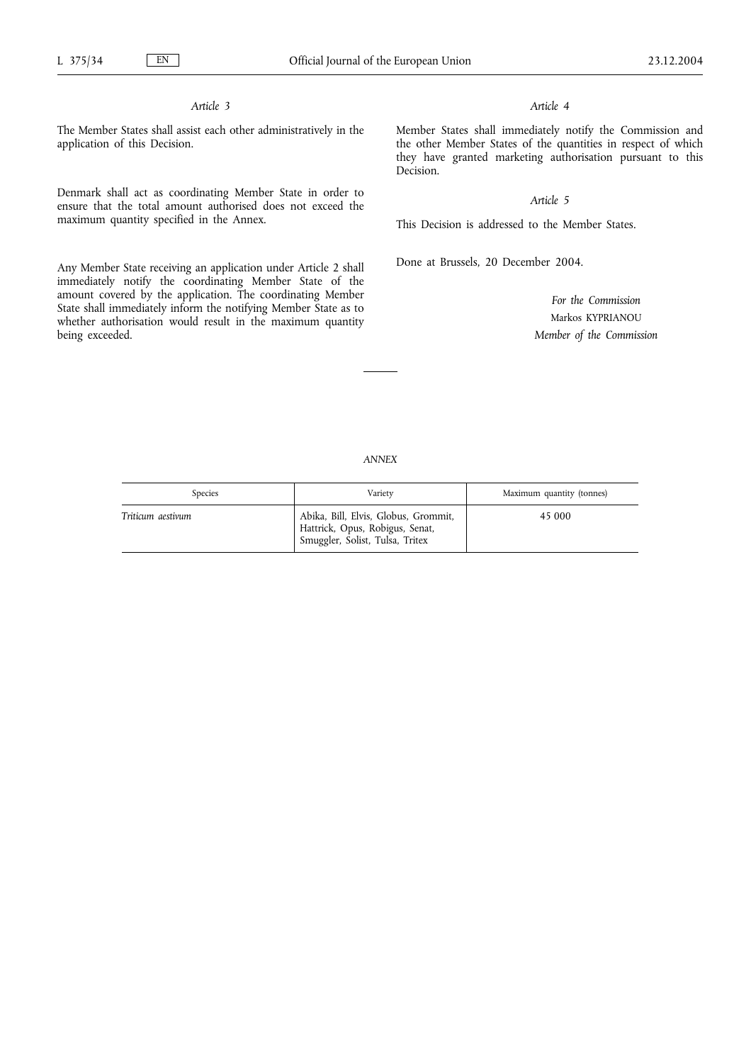*Article 3*

The Member States shall assist each other administratively in the application of this Decision.

Denmark shall act as coordinating Member State in order to ensure that the total amount authorised does not exceed the maximum quantity specified in the Annex.

Any Member State receiving an application under Article 2 shall immediately notify the coordinating Member State of the amount covered by the application. The coordinating Member State shall immediately inform the notifying Member State as to whether authorisation would result in the maximum quantity being exceeded.

*Article 4*

Member States shall immediately notify the Commission and the other Member States of the quantities in respect of which they have granted marketing authorisation pursuant to this Decision.

*Article 5*

This Decision is addressed to the Member States.

Done at Brussels, 20 December 2004.

*For the Commission*

Markos KYPRIANOU

*Member of the Commission*

---

*ANNEX*

| Species | Variety | Maximum quantity (tonnes) |
|---|---|---|
| *Triticum aestivum* | Abika, Bill, Elvis, Globus, Grommit, Hattrick, Opus, Robigus, Senat, Smuggler, Solist, Tulsa, Tritex | 45 000 |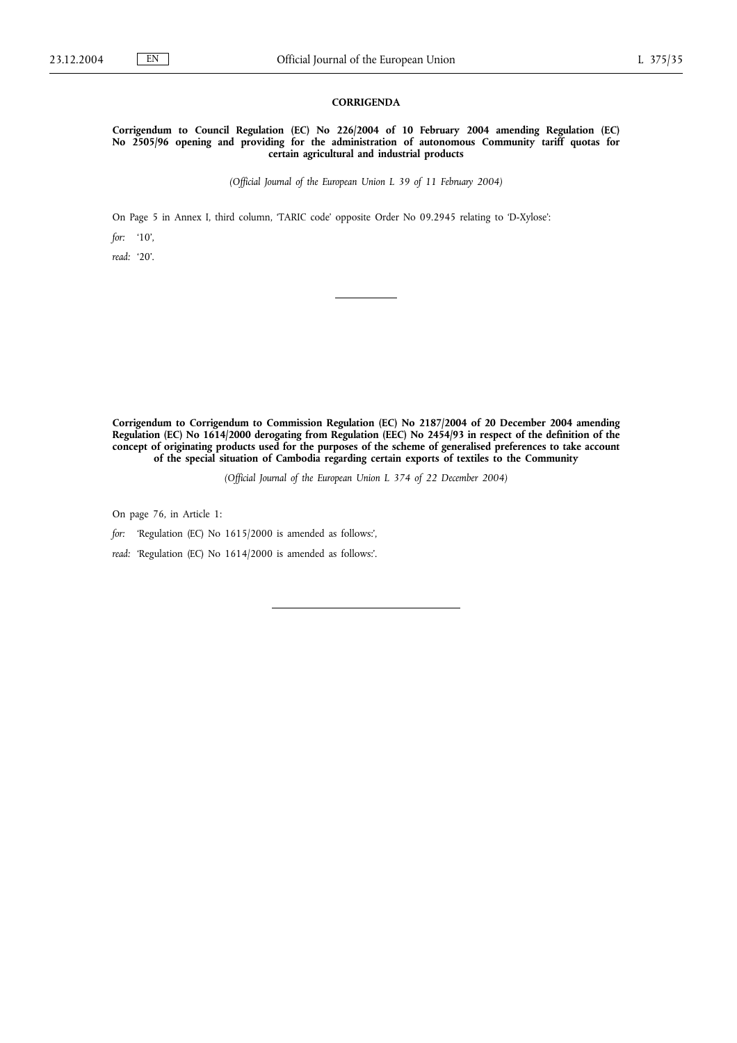## CORRIGENDA

**Corrigendum to Council Regulation (EC) No 226/2004 of 10 February 2004 amending Regulation (EC) No 2505/96 opening and providing for the administration of autonomous Community tariff quotas for certain agricultural and industrial products**

*(Official Journal of the European Union L 39 of 11 February 2004)*

On Page 5 in Annex I, third column, 'TARIC code' opposite Order No 09.2945 relating to 'D-Xylose':

*for:* '10',

*read:* '20'.

---

**Corrigendum to Corrigendum to Commission Regulation (EC) No 2187/2004 of 20 December 2004 amending Regulation (EC) No 1614/2000 derogating from Regulation (EEC) No 2454/93 in respect of the definition of the concept of originating products used for the purposes of the scheme of generalised preferences to take account of the special situation of Cambodia regarding certain exports of textiles to the Community**

*(Official Journal of the European Union L 374 of 22 December 2004)*

On page 76, in Article 1:

*for:* 'Regulation (EC) No 1615/2000 is amended as follows:',

*read:* 'Regulation (EC) No 1614/2000 is amended as follows:'.